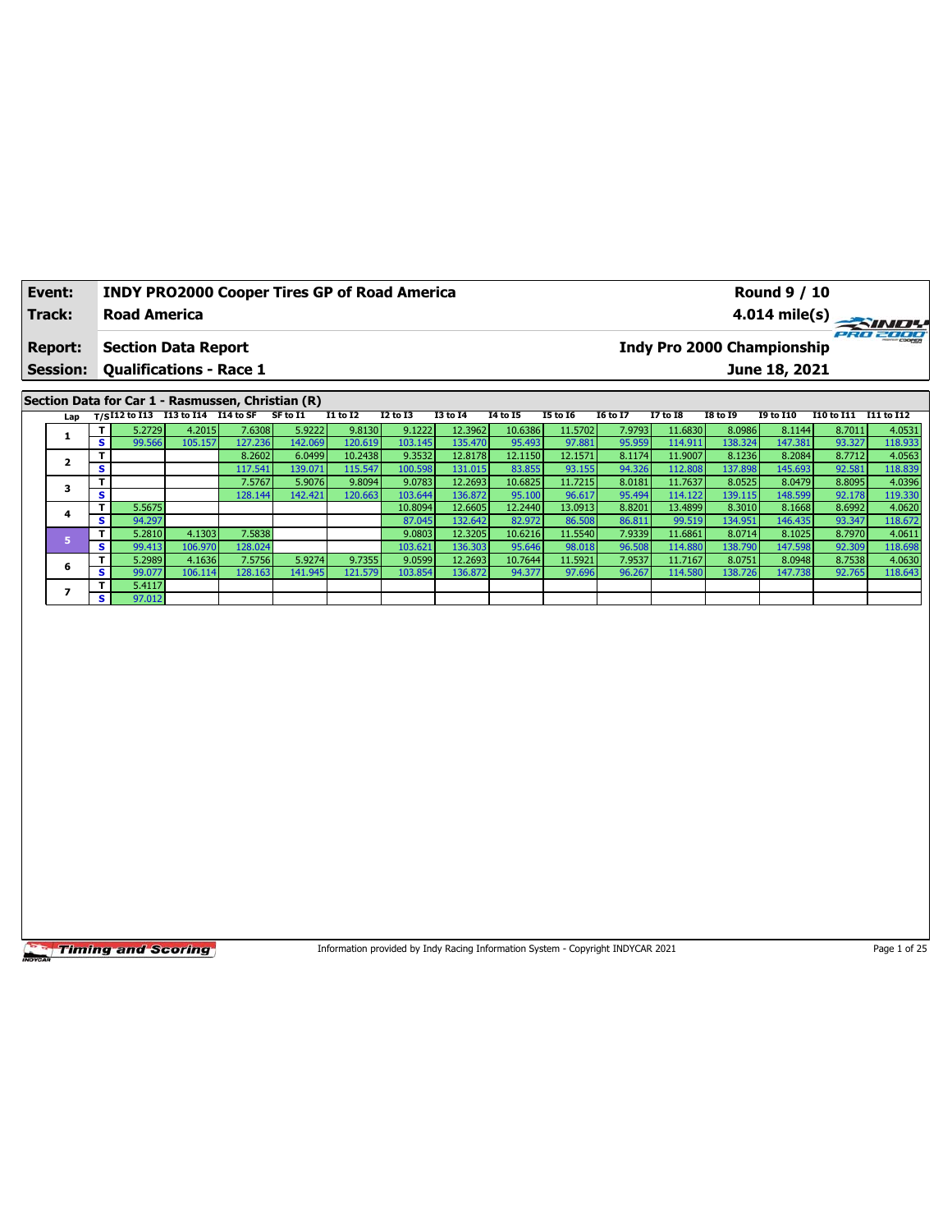| Event: | INDY PRO2000 Cooper Tires GP of Road America | Round 9 / 10 |
|---|---|---|
| Track: | Road America | 4.014 mile(s) |
| Report: | Section Data Report | Indy Pro 2000 Championship |
| Session: | Qualifications - Race 1 | June 18, 2021 |

## Section Data for Car 1 - Rasmussen, Christian (R)

| Lap | T/S | I12 to I13 | I13 to I14 | I14 to SF | SF to I1 | I1 to I2 | I2 to I3 | I3 to I4 | I4 to I5 | I5 to I6 | I6 to I7 | I7 to I8 | I8 to I9 | I9 to I10 | I10 to I11 | I11 to I12 |
|---|---|---|---|---|---|---|---|---|---|---|---|---|---|---|---|---|
| 1 | T | 5.2729 | 4.2015 | 7.6308 | 5.9222 | 9.8130 | 9.1222 | 12.3962 | 10.6386 | 11.5702 | 7.9793 | 11.6830 | 8.0986 | 8.1144 | 8.7011 | 4.0531 |
| | S | 99.566 | 105.157 | 127.236 | 142.069 | 120.619 | 103.145 | 135.470 | 95.493 | 97.881 | 95.959 | 114.911 | 138.324 | 147.381 | 93.327 | 118.933 |
| 2 | T | | | 8.2602 | 6.0499 | 10.2438 | 9.3532 | 12.8178 | 12.1150 | 12.1571 | 8.1174 | 11.9007 | 8.1236 | 8.2084 | 8.7712 | 4.0563 |
| | S | | | 117.541 | 139.071 | 115.547 | 100.598 | 131.015 | 83.855 | 93.155 | 94.326 | 112.808 | 137.898 | 145.693 | 92.581 | 118.839 |
| 3 | T | | | 7.5767 | 5.9076 | 9.8094 | 9.0783 | 12.2693 | 10.6825 | 11.7215 | 8.0181 | 11.7637 | 8.0525 | 8.0479 | 8.8095 | 4.0396 |
| | S | | | 128.144 | 142.421 | 120.663 | 103.644 | 136.872 | 95.100 | 96.617 | 95.494 | 114.122 | 139.115 | 148.599 | 92.178 | 119.330 |
| 4 | T | 5.5675 | | | | | 10.8094 | 12.6605 | 12.2440 | 13.0913 | 8.8201 | 13.4899 | 8.3010 | 8.1668 | 8.6992 | 4.0620 |
| | S | 94.297 | | | | | 87.045 | 132.642 | 82.972 | 86.508 | 86.811 | 99.519 | 134.951 | 146.435 | 93.347 | 118.672 |
| 5 | T | 5.2810 | 4.1303 | 7.5838 | | | 9.0803 | 12.3205 | 10.6216 | 11.5540 | 7.9339 | 11.6861 | 8.0714 | 8.1025 | 8.7970 | 4.0611 |
| | S | 99.413 | 106.970 | 128.024 | | | 103.621 | 136.303 | 95.646 | 98.018 | 96.508 | 114.880 | 138.790 | 147.598 | 92.309 | 118.698 |
| 6 | T | 5.2989 | 4.1636 | 7.5756 | 5.9274 | 9.7355 | 9.0599 | 12.2693 | 10.7644 | 11.5921 | 7.9537 | 11.7167 | 8.0751 | 8.0948 | 8.7538 | 4.0630 |
| | S | 99.077 | 106.114 | 128.163 | 141.945 | 121.579 | 103.854 | 136.872 | 94.377 | 97.696 | 96.267 | 114.580 | 138.726 | 147.738 | 92.765 | 118.643 |
| 7 | T | 5.4117 | | | | | | | | | | | | | | |
| | S | 97.012 | | | | | | | | | | | | | | |

Information provided by Indy Racing Information System - Copyright INDYCAR 2021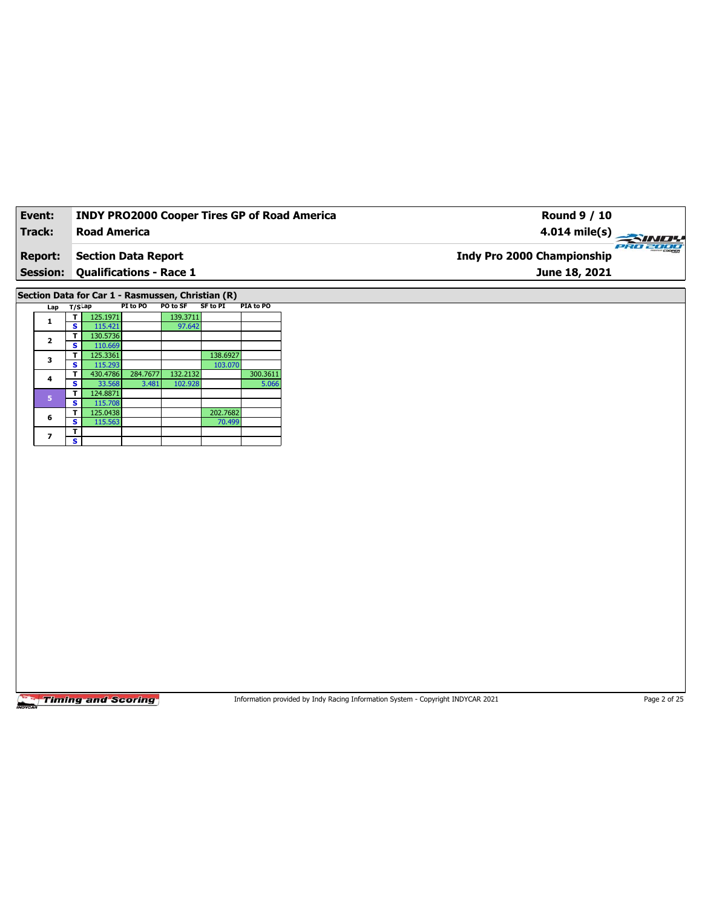| Event: | INDY PRO2000 Cooper Tires GP of Road America | Round 9 / 10 |
|---|---|---|
| Track: | Road America | 4.014 mile(s) |
| Report: | Section Data Report | Indy Pro 2000 Championship |
| Session: | Qualifications - Race 1 | June 18, 2021 |

## Section Data for Car 1 - Rasmussen, Christian (R)

| Lap | T/S | Lap | PI to PO | PO to SF | SF to PI | PIA to PO |
|---|---|---|---|---|---|---|
| 1 | T | 125.1971 | | 139.3711 | | |
| | S | 115.421 | | 97.642 | | |
| 2 | T | 130.5736 | | | | |
| | S | 110.669 | | | | |
| 3 | T | 125.3361 | | | 138.6927 | |
| | S | 115.293 | | | 103.070 | |
| 4 | T | 430.4786 | 284.7677 | 132.2132 | | 300.3611 |
| | S | 33.568 | 3.481 | 102.928 | | 5.066 |
| 5 | T | 124.8871 | | | | |
| | S | 115.708 | | | | |
| 6 | T | 125.0438 | | | 202.7682 | |
| | S | 115.563 | | | 70.499 | |
| 7 | T | | | | | |
| | S | | | | | |

Information provided by Indy Racing Information System - Copyright INDYCAR 2021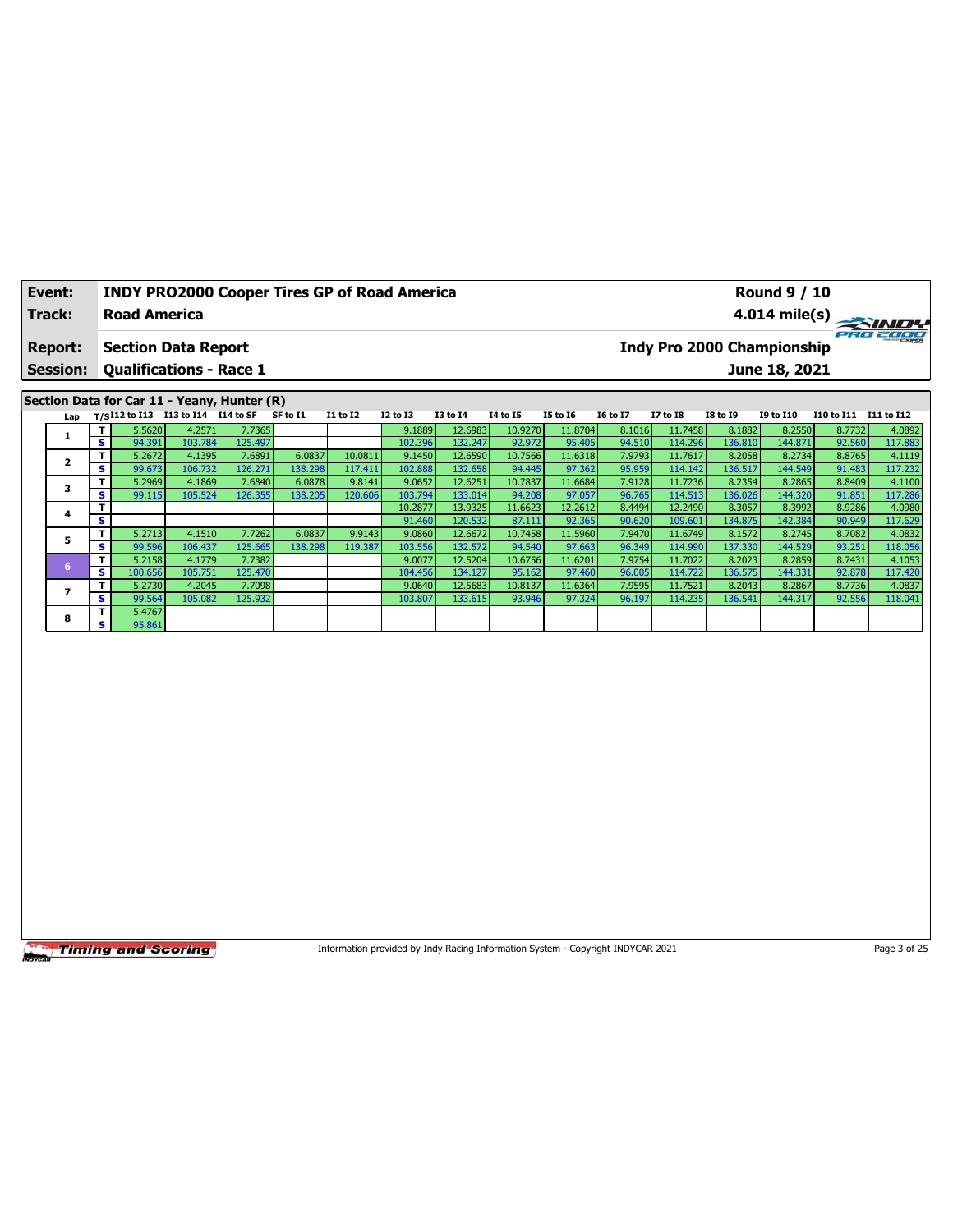| Event: | INDY PRO2000 Cooper Tires GP of Road America | Round 9 / 10 |
|---|---|---|
| Track: | Road America | 4.014 mile(s) |
| Report: | Section Data Report | Indy Pro 2000 Championship |
| Session: | Qualifications - Race 1 | June 18, 2021 |

## Section Data for Car 11 - Yeany, Hunter (R)

| Lap | T/S | I12 to I13 | I13 to I14 | I14 to SF | SF to I1 | I1 to I2 | I2 to I3 | I3 to I4 | I4 to I5 | I5 to I6 | I6 to I7 | I7 to I8 | I8 to I9 | I9 to I10 | I10 to I11 | I11 to I12 |
|---|---|---|---|---|---|---|---|---|---|---|---|---|---|---|---|---|
| 1 | T | 5.5620 | 4.2571 | 7.7365 | | | 9.1889 | 12.6983 | 10.9270 | 11.8704 | 8.1016 | 11.7458 | 8.1882 | 8.2550 | 8.7732 | 4.0892 |
| | S | 94.391 | 103.784 | 125.497 | | | 102.396 | 132.247 | 92.972 | 95.405 | 94.510 | 114.296 | 136.810 | 144.871 | 92.560 | 117.883 |
| 2 | T | 5.2672 | 4.1395 | 7.6891 | 6.0837 | 10.0811 | 9.1450 | 12.6590 | 10.7566 | 11.6318 | 7.9793 | 11.7617 | 8.2058 | 8.2734 | 8.8765 | 4.1119 |
| | S | 99.673 | 106.732 | 126.271 | 138.298 | 117.411 | 102.888 | 132.658 | 94.445 | 97.362 | 95.959 | 114.142 | 136.517 | 144.549 | 91.483 | 117.232 |
| 3 | T | 5.2969 | 4.1869 | 7.6840 | 6.0878 | 9.8141 | 9.0652 | 12.6251 | 10.7837 | 11.6684 | 7.9128 | 11.7236 | 8.2354 | 8.2865 | 8.8409 | 4.1100 |
| | S | 99.115 | 105.524 | 126.355 | 138.205 | 120.606 | 103.794 | 133.014 | 94.208 | 97.057 | 96.765 | 114.513 | 136.026 | 144.320 | 91.851 | 117.286 |
| 4 | T | | | | | | 10.2877 | 13.9325 | 11.6623 | 12.2612 | 8.4494 | 12.2490 | 8.3057 | 8.3992 | 8.9286 | 4.0980 |
| | S | | | | | | 91.460 | 120.532 | 87.111 | 92.365 | 90.620 | 109.601 | 134.875 | 142.384 | 90.949 | 117.629 |
| 5 | T | 5.2713 | 4.1510 | 7.7262 | 6.0837 | 9.9143 | 9.0860 | 12.6672 | 10.7458 | 11.5960 | 7.9470 | 11.6749 | 8.1572 | 8.2745 | 8.7082 | 4.0832 |
| | S | 99.596 | 106.437 | 125.665 | 138.298 | 119.387 | 103.556 | 132.572 | 94.540 | 97.663 | 96.349 | 114.990 | 137.330 | 144.529 | 93.251 | 118.056 |
| 6 | T | 5.2158 | 4.1779 | 7.7382 | | | 9.0077 | 12.5204 | 10.6756 | 11.6201 | 7.9754 | 11.7022 | 8.2023 | 8.2859 | 8.7431 | 4.1053 |
| | S | 100.656 | 105.751 | 125.470 | | | 104.456 | 134.127 | 95.162 | 97.460 | 96.005 | 114.722 | 136.575 | 144.331 | 92.878 | 117.420 |
| 7 | T | 5.2730 | 4.2045 | 7.7098 | | | 9.0640 | 12.5683 | 10.8137 | 11.6364 | 7.9595 | 11.7521 | 8.2043 | 8.2867 | 8.7736 | 4.0837 |
| | S | 99.564 | 105.082 | 125.932 | | | 103.807 | 133.615 | 93.946 | 97.324 | 96.197 | 114.235 | 136.541 | 144.317 | 92.556 | 118.041 |
| 8 | T | 5.4767 | | | | | | | | | | | | | | |
| | S | 95.861 | | | | | | | | | | | | | | |

Information provided by Indy Racing Information System - Copyright INDYCAR 2021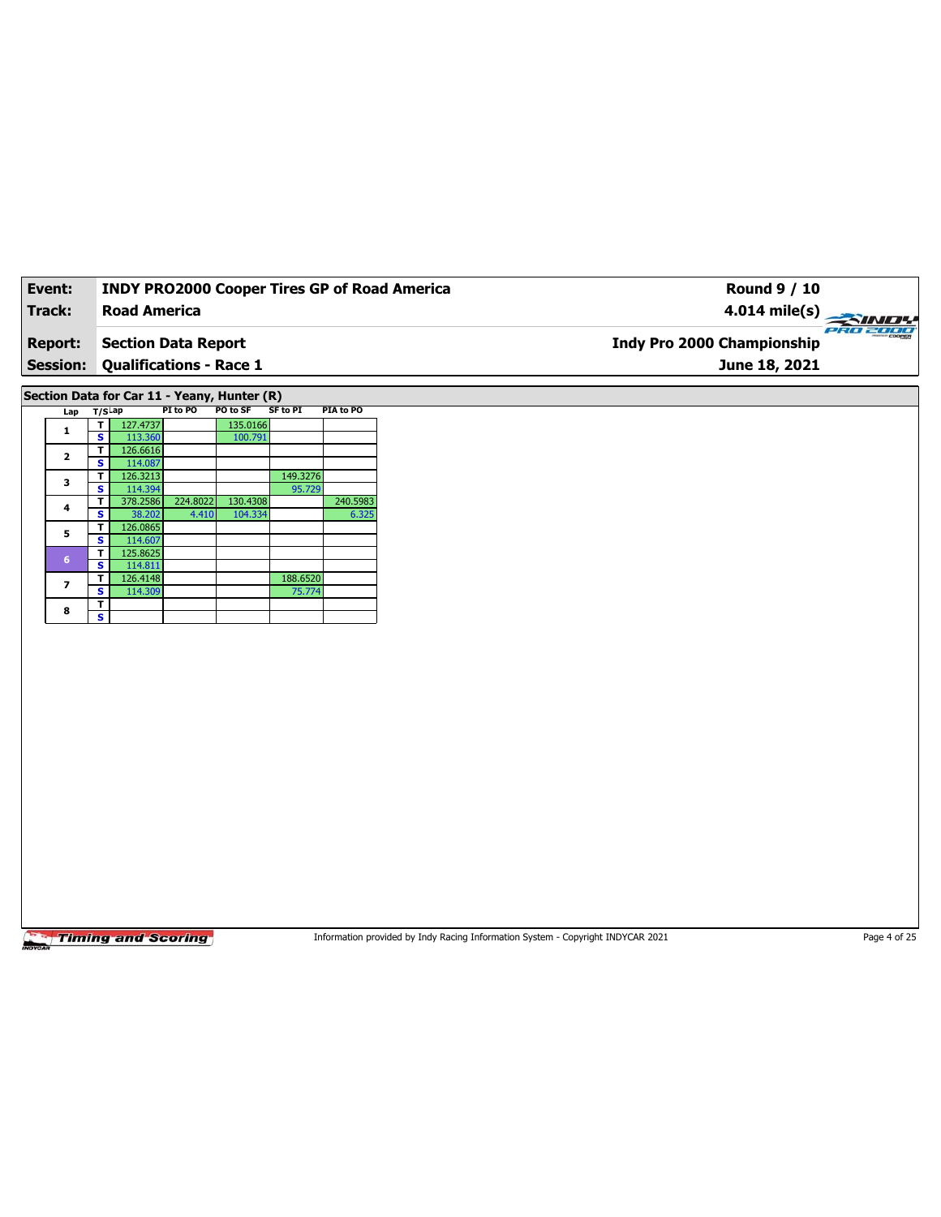| Event: | INDY PRO2000 Cooper Tires GP of Road America | Round 9 / 10 |
|---|---|---|
| Track: | Road America | 4.014 mile(s) |
| Report: | Section Data Report | Indy Pro 2000 Championship |
| Session: | Qualifications - Race 1 | June 18, 2021 |

## Section Data for Car 11 - Yeany, Hunter (R)

| Lap | T/S | Lap | PI to PO | PO to SF | SF to PI | PIA to PO |
|---|---|---|---|---|---|---|
| 1 | T | 127.4737 | | 135.0166 | | |
| | S | 113.360 | | 100.791 | | |
| 2 | T | 126.6616 | | | | |
| | S | 114.087 | | | | |
| 3 | T | 126.3213 | | | 149.3276 | |
| | S | 114.394 | | | 95.729 | |
| 4 | T | 378.2586 | 224.8022 | 130.4308 | | 240.5983 |
| | S | 38.202 | 4.410 | 104.334 | | 6.325 |
| 5 | T | 126.0865 | | | | |
| | S | 114.607 | | | | |
| 6 | T | 125.8625 | | | | |
| | S | 114.811 | | | | |
| 7 | T | 126.4148 | | | 188.6520 | |
| | S | 114.309 | | | 75.774 | |
| 8 | T | | | | | |
| | S | | | | | |

Timing and Scoring

Information provided by Indy Racing Information System - Copyright INDYCAR 2021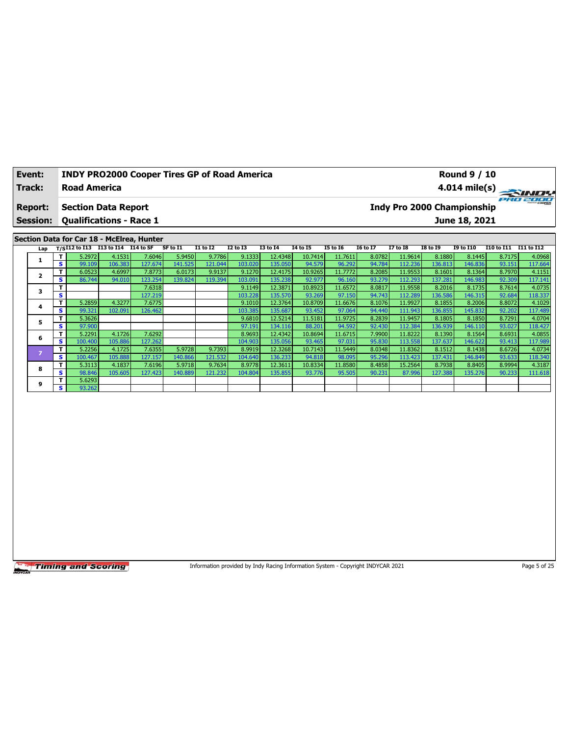| Event: | INDY PRO2000 Cooper Tires GP of Road America | Round 9 / 10 |
|---|---|---|
| Track: | Road America | 4.014 mile(s) |
| Report: | Section Data Report | Indy Pro 2000 Championship |
| Session: | Qualifications - Race 1 | June 18, 2021 |

## Section Data for Car 18 - McElrea, Hunter

| Lap | T/S | I12 to I13 | I13 to I14 | I14 to SF | SF to I1 | I1 to I2 | I2 to I3 | I3 to I4 | I4 to I5 | I5 to I6 | I6 to I7 | I7 to I8 | I8 to I9 | I9 to I10 | I10 to I11 | I11 to I12 |
|---|---|---|---|---|---|---|---|---|---|---|---|---|---|---|---|---|
| 1 | T | 5.2972 | 4.1531 | 7.6046 | 5.9450 | 9.7786 | 9.1333 | 12.4348 | 10.7414 | 11.7611 | 8.0782 | 11.9614 | 8.1880 | 8.1445 | 8.7175 | 4.0968 |
| | S | 99.109 | 106.383 | 127.674 | 141.525 | 121.044 | 103.020 | 135.050 | 94.579 | 96.292 | 94.784 | 112.236 | 136.813 | 146.836 | 93.151 | 117.664 |
| 2 | T | 6.0523 | 4.6997 | 7.8773 | 6.0173 | 9.9137 | 9.1270 | 12.4175 | 10.9265 | 11.7772 | 8.2085 | 11.9553 | 8.1601 | 8.1364 | 8.7970 | 4.1151 |
| | S | 86.744 | 94.010 | 123.254 | 139.824 | 119.394 | 103.091 | 135.238 | 92.977 | 96.160 | 93.279 | 112.293 | 137.281 | 146.983 | 92.309 | 117.141 |
| 3 | T | | | 7.6318 | | | 9.1149 | 12.3871 | 10.8923 | 11.6572 | 8.0817 | 11.9558 | 8.2016 | 8.1735 | 8.7614 | 4.0735 |
| | S | | | 127.219 | | | 103.228 | 135.570 | 93.269 | 97.150 | 94.743 | 112.289 | 136.586 | 146.315 | 92.684 | 118.337 |
| 4 | T | 5.2859 | 4.3277 | 7.6775 | | | 9.1010 | 12.3764 | 10.8709 | 11.6676 | 8.1076 | 11.9927 | 8.1855 | 8.2006 | 8.8072 | 4.1029 |
| | S | 99.321 | 102.091 | 126.462 | | | 103.385 | 135.687 | 93.452 | 97.064 | 94.440 | 111.943 | 136.855 | 145.832 | 92.202 | 117.489 |
| 5 | T | 5.3626 | | | | | 9.6810 | 12.5214 | 11.5181 | 11.9725 | 8.2839 | 11.9457 | 8.1805 | 8.1850 | 8.7291 | 4.0704 |
| | S | 97.900 | | | | | 97.191 | 134.116 | 88.201 | 94.592 | 92.430 | 112.384 | 136.939 | 146.110 | 93.027 | 118.427 |
| 6 | T | 5.2291 | 4.1726 | 7.6292 | | | 8.9693 | 12.4342 | 10.8694 | 11.6715 | 7.9900 | 11.8222 | 8.1390 | 8.1564 | 8.6931 | 4.0855 |
| | S | 100.400 | 105.886 | 127.262 | | | 104.903 | 135.056 | 93.465 | 97.031 | 95.830 | 113.558 | 137.637 | 146.622 | 93.413 | 117.989 |
| 7 | T | 5.2256 | 4.1725 | 7.6355 | 5.9728 | 9.7393 | 8.9919 | 12.3268 | 10.7143 | 11.5449 | 8.0348 | 11.8362 | 8.1512 | 8.1438 | 8.6726 | 4.0734 |
| | S | 100.467 | 105.888 | 127.157 | 140.866 | 121.532 | 104.640 | 136.233 | 94.818 | 98.095 | 95.296 | 113.423 | 137.431 | 146.849 | 93.633 | 118.340 |
| 8 | T | 5.3113 | 4.1837 | 7.6196 | 5.9718 | 9.7634 | 8.9778 | 12.3611 | 10.8334 | 11.8580 | 8.4858 | 15.2564 | 8.7938 | 8.8405 | 8.9994 | 4.3187 |
| | S | 98.846 | 105.605 | 127.423 | 140.889 | 121.232 | 104.804 | 135.855 | 93.776 | 95.505 | 90.231 | 87.996 | 127.388 | 135.276 | 90.233 | 111.618 |
| 9 | T | 5.6293 | | | | | | | | | | | | | | |
| | S | 93.262 | | | | | | | | | | | | | | |

Information provided by Indy Racing Information System - Copyright INDYCAR 2021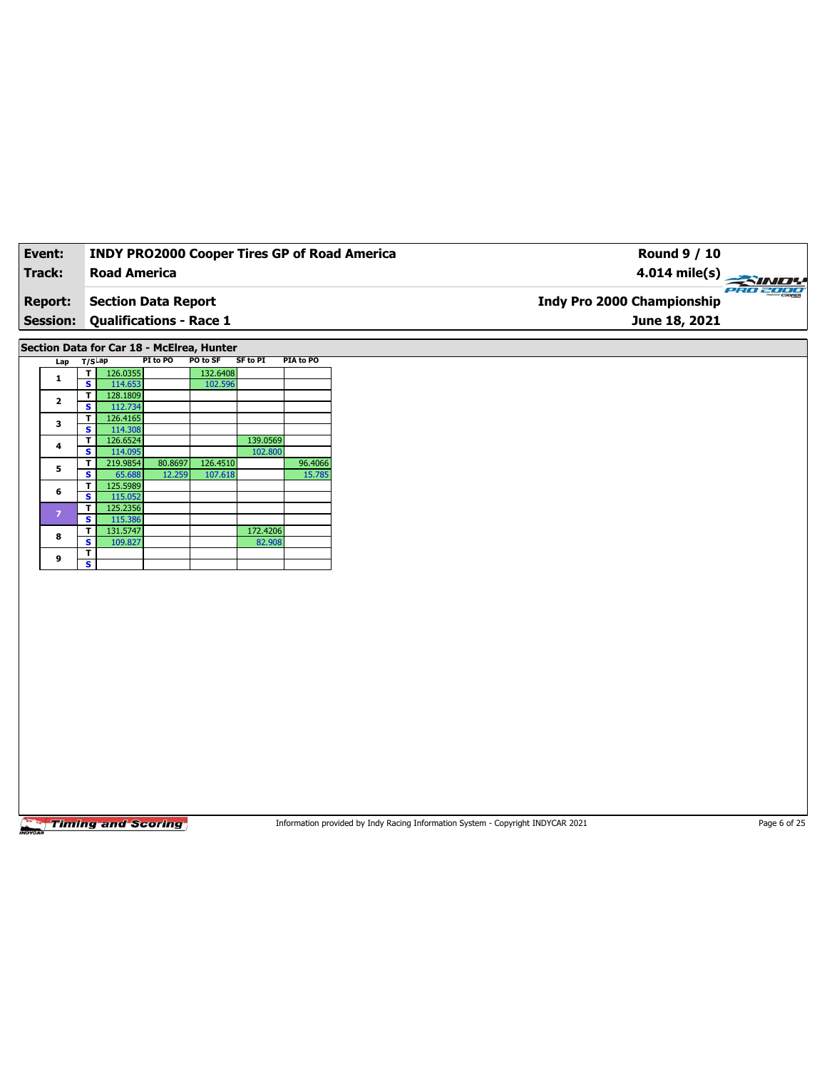| **Event:** | **INDY PRO2000 Cooper Tires GP of Road America** | **Round 9 / 10** |
|---|---|---|
| **Track:** | **Road America** | **4.014 mile(s)** |
| **Report:** | **Section Data Report** | **Indy Pro 2000 Championship** |
| **Session:** | **Qualifications - Race 1** | **June 18, 2021** |

**Section Data for Car 18 - McElrea, Hunter**

| Lap | T/S | Lap | PI to PO | PO to SF | SF to PI | PIA to PO |
|---|---|---|---|---|---|---|
| 1 | T | 126.0355 | | 132.6408 | | |
| | S | 114.653 | | 102.596 | | |
| 2 | T | 128.1809 | | | | |
| | S | 112.734 | | | | |
| 3 | T | 126.4165 | | | | |
| | S | 114.308 | | | | |
| 4 | T | 126.6524 | | | 139.0569 | |
| | S | 114.095 | | | 102.800 | |
| 5 | T | 219.9854 | 80.8697 | 126.4510 | | 96.4066 |
| | S | 65.688 | 12.259 | 107.618 | | 15.785 |
| 6 | T | 125.5989 | | | | |
| | S | 115.052 | | | | |
| 7 | T | 125.2356 | | | | |
| | S | 115.386 | | | | |
| 8 | T | 131.5747 | | | 172.4206 | |
| | S | 109.827 | | | 82.908 | |
| 9 | T | | | | | |
| | S | | | | | |

Information provided by Indy Racing Information System - Copyright INDYCAR 2021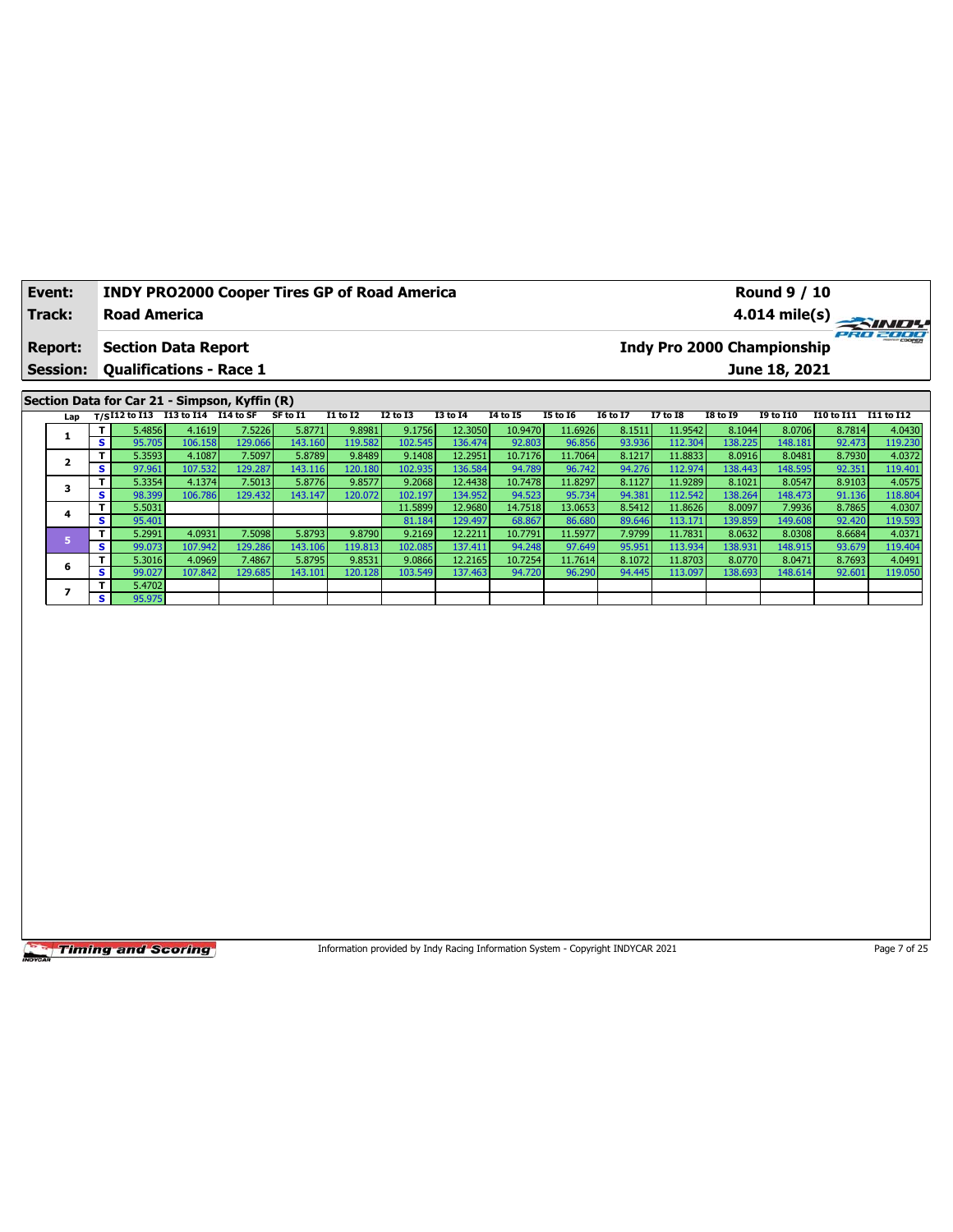| Event: | INDY PRO2000 Cooper Tires GP of Road America | Round 9 / 10 |
|---|---|---|
| Track: | Road America | 4.014 mile(s) |
| Report: | Section Data Report | Indy Pro 2000 Championship |
| Session: | Qualifications - Race 1 | June 18, 2021 |

## Section Data for Car 21 - Simpson, Kyffin (R)

| Lap | T/S | I12 to I13 | I13 to I14 | I14 to SF | SF to I1 | I1 to I2 | I2 to I3 | I3 to I4 | I4 to I5 | I5 to I6 | I6 to I7 | I7 to I8 | I8 to I9 | I9 to I10 | I10 to I11 | I11 to I12 |
|---|---|---|---|---|---|---|---|---|---|---|---|---|---|---|---|---|
| 1 | T | 5.4856 | 4.1619 | 7.5226 | 5.8771 | 9.8981 | 9.1756 | 12.3050 | 10.9470 | 11.6926 | 8.1511 | 11.9542 | 8.1044 | 8.0706 | 8.7814 | 4.0430 |
| | S | 95.705 | 106.158 | 129.066 | 143.160 | 119.582 | 102.545 | 136.474 | 92.803 | 96.856 | 93.936 | 112.304 | 138.225 | 148.181 | 92.473 | 119.230 |
| 2 | T | 5.3593 | 4.1087 | 7.5097 | 5.8789 | 9.8489 | 9.1408 | 12.2951 | 10.7176 | 11.7064 | 8.1217 | 11.8833 | 8.0916 | 8.0481 | 8.7930 | 4.0372 |
| | S | 97.961 | 107.532 | 129.287 | 143.116 | 120.180 | 102.935 | 136.584 | 94.789 | 96.742 | 94.276 | 112.974 | 138.443 | 148.595 | 92.351 | 119.401 |
| 3 | T | 5.3354 | 4.1374 | 7.5013 | 5.8776 | 9.8577 | 9.2068 | 12.4438 | 10.7478 | 11.8297 | 8.1127 | 11.9289 | 8.1021 | 8.0547 | 8.9103 | 4.0575 |
| | S | 98.399 | 106.786 | 129.432 | 143.147 | 120.072 | 102.197 | 134.952 | 94.523 | 95.734 | 94.381 | 112.542 | 138.264 | 148.473 | 91.136 | 118.804 |
| 4 | T | 5.5031 | | | | | 11.5899 | 12.9680 | 14.7518 | 13.0653 | 8.5412 | 11.8626 | 8.0097 | 7.9936 | 8.7865 | 4.0307 |
| | S | 95.401 | | | | | 81.184 | 129.497 | 68.867 | 86.680 | 89.646 | 113.171 | 139.859 | 149.608 | 92.420 | 119.593 |
| 5 | T | 5.2991 | 4.0931 | 7.5098 | 5.8793 | 9.8790 | 9.2169 | 12.2211 | 10.7791 | 11.5977 | 7.9799 | 11.7831 | 8.0632 | 8.0308 | 8.6684 | 4.0371 |
| | S | 99.073 | 107.942 | 129.286 | 143.106 | 119.813 | 102.085 | 137.411 | 94.248 | 97.649 | 95.951 | 113.934 | 138.931 | 148.915 | 93.679 | 119.404 |
| 6 | T | 5.3016 | 4.0969 | 7.4867 | 5.8795 | 9.8531 | 9.0866 | 12.2165 | 10.7254 | 11.7614 | 8.1072 | 11.8703 | 8.0770 | 8.0471 | 8.7693 | 4.0491 |
| | S | 99.027 | 107.842 | 129.685 | 143.101 | 120.128 | 103.549 | 137.463 | 94.720 | 96.290 | 94.445 | 113.097 | 138.693 | 148.614 | 92.601 | 119.050 |
| 7 | T | 5.4702 | | | | | | | | | | | | | | |
| | S | 95.975 | | | | | | | | | | | | | | |

Information provided by Indy Racing Information System - Copyright INDYCAR 2021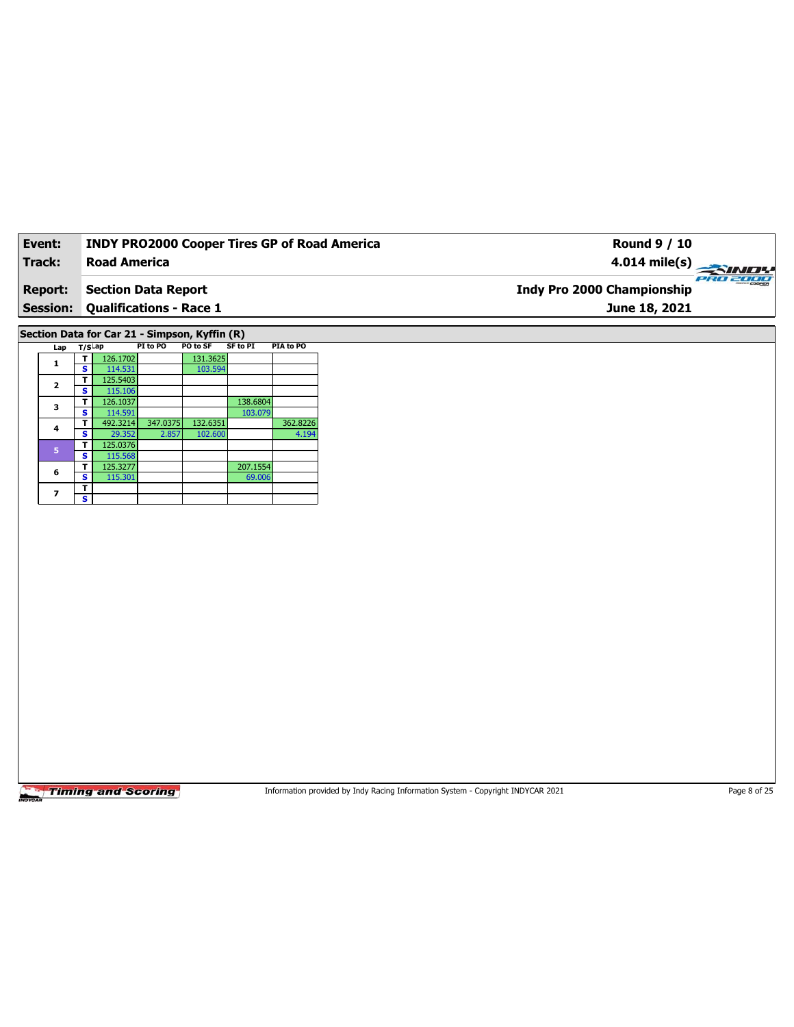| Event: | INDY PRO2000 Cooper Tires GP of Road America | Round 9 / 10 |
|---|---|---|
| Track: | Road America | 4.014 mile(s) |
| Report: | Section Data Report | Indy Pro 2000 Championship |
| Session: | Qualifications - Race 1 | June 18, 2021 |

## Section Data for Car 21 - Simpson, Kyffin (R)

| Lap | T/S | Lap | PI to PO | PO to SF | SF to PI | PIA to PO |
|---|---|---|---|---|---|---|
| 1 | T | 126.1702 | | 131.3625 | | |
| | S | 114.531 | | 103.594 | | |
| 2 | T | 125.5403 | | | | |
| | S | 115.106 | | | | |
| 3 | T | 126.1037 | | | 138.6804 | |
| | S | 114.591 | | | 103.079 | |
| 4 | T | 492.3214 | 347.0375 | 132.6351 | | 362.8226 |
| | S | 29.352 | 2.857 | 102.600 | | 4.194 |
| 5 | T | 125.0376 | | | | |
| | S | 115.568 | | | | |
| 6 | T | 125.3277 | | | 207.1554 | |
| | S | 115.301 | | | 69.006 | |
| 7 | T | | | | | |
| | S | | | | | |

Information provided by Indy Racing Information System - Copyright INDYCAR 2021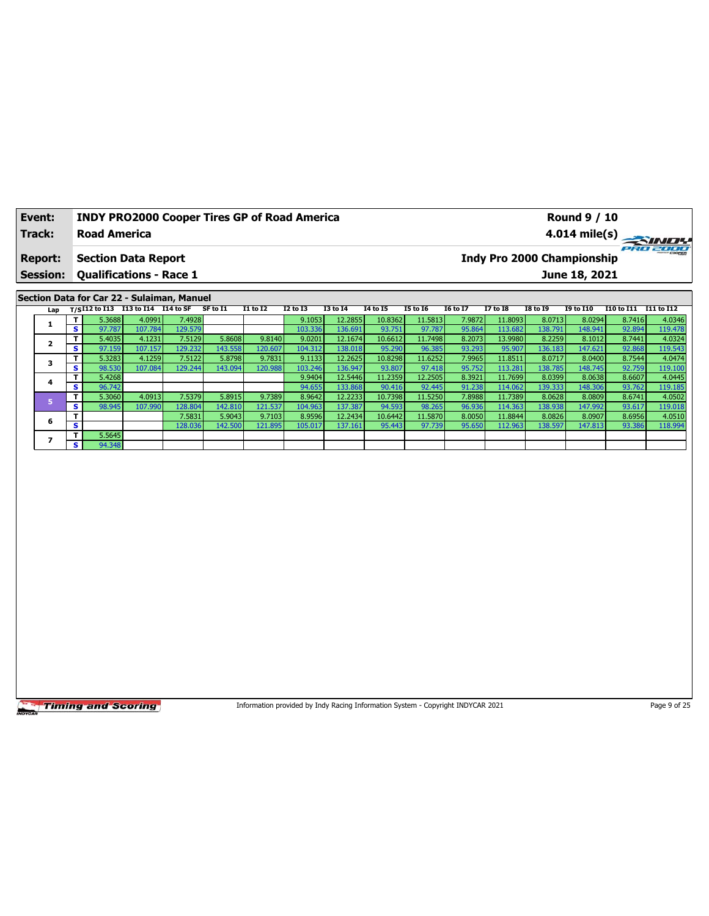| Event: | INDY PRO2000 Cooper Tires GP of Road America | Round 9 / 10 |
|---|---|---|
| Track: | Road America | 4.014 mile(s) |
| Report: | Section Data Report | Indy Pro 2000 Championship |
| Session: | Qualifications - Race 1 | June 18, 2021 |

## Section Data for Car 22 - Sulaiman, Manuel

| Lap | T/S | I12 to I13 | I13 to I14 | I14 to SF | SF to I1 | I1 to I2 | I2 to I3 | I3 to I4 | I4 to I5 | I5 to I6 | I6 to I7 | I7 to I8 | I8 to I9 | I9 to I10 | I10 to I11 | I11 to I12 |
|---|---|---|---|---|---|---|---|---|---|---|---|---|---|---|---|---|
| 1 | T | 5.3688 | 4.0991 | 7.4928 | | | 9.1053 | 12.2855 | 10.8362 | 11.5813 | 7.9872 | 11.8093 | 8.0713 | 8.0294 | 8.7416 | 4.0346 |
| | S | 97.787 | 107.784 | 129.579 | | | 103.336 | 136.691 | 93.751 | 97.787 | 95.864 | 113.682 | 138.791 | 148.941 | 92.894 | 119.478 |
| 2 | T | 5.4035 | 4.1231 | 7.5129 | 5.8608 | 9.8140 | 9.0201 | 12.1674 | 10.6612 | 11.7498 | 8.2073 | 13.9980 | 8.2259 | 8.1012 | 8.7441 | 4.0324 |
| | S | 97.159 | 107.157 | 129.232 | 143.558 | 120.607 | 104.312 | 138.018 | 95.290 | 96.385 | 93.293 | 95.907 | 136.183 | 147.621 | 92.868 | 119.543 |
| 3 | T | 5.3283 | 4.1259 | 7.5122 | 5.8798 | 9.7831 | 9.1133 | 12.2625 | 10.8298 | 11.6252 | 7.9965 | 11.8511 | 8.0717 | 8.0400 | 8.7544 | 4.0474 |
| | S | 98.530 | 107.084 | 129.244 | 143.094 | 120.988 | 103.246 | 136.947 | 93.807 | 97.418 | 95.752 | 113.281 | 138.785 | 148.745 | 92.759 | 119.100 |
| 4 | T | 5.4268 | | | | | 9.9404 | 12.5446 | 11.2359 | 12.2505 | 8.3921 | 11.7699 | 8.0399 | 8.0638 | 8.6607 | 4.0445 |
| | S | 96.742 | | | | | 94.655 | 133.868 | 90.416 | 92.445 | 91.238 | 114.062 | 139.333 | 148.306 | 93.762 | 119.185 |
| 5 | T | 5.3060 | 4.0913 | 7.5379 | 5.8915 | 9.7389 | 8.9642 | 12.2233 | 10.7398 | 11.5250 | 7.8988 | 11.7389 | 8.0628 | 8.0809 | 8.6741 | 4.0502 |
| | S | 98.945 | 107.990 | 128.804 | 142.810 | 121.537 | 104.963 | 137.387 | 94.593 | 98.265 | 96.936 | 114.363 | 138.938 | 147.992 | 93.617 | 119.018 |
| 6 | T | | | 7.5831 | 5.9043 | 9.7103 | 8.9596 | 12.2434 | 10.6442 | 11.5870 | 8.0050 | 11.8844 | 8.0826 | 8.0907 | 8.6956 | 4.0510 |
| | S | | | 128.036 | 142.500 | 121.895 | 105.017 | 137.161 | 95.443 | 97.739 | 95.650 | 112.963 | 138.597 | 147.813 | 93.386 | 118.994 |
| 7 | T | 5.5645 | | | | | | | | | | | | | | |
| | S | 94.348 | | | | | | | | | | | | | | |

Information provided by Indy Racing Information System - Copyright INDYCAR 2021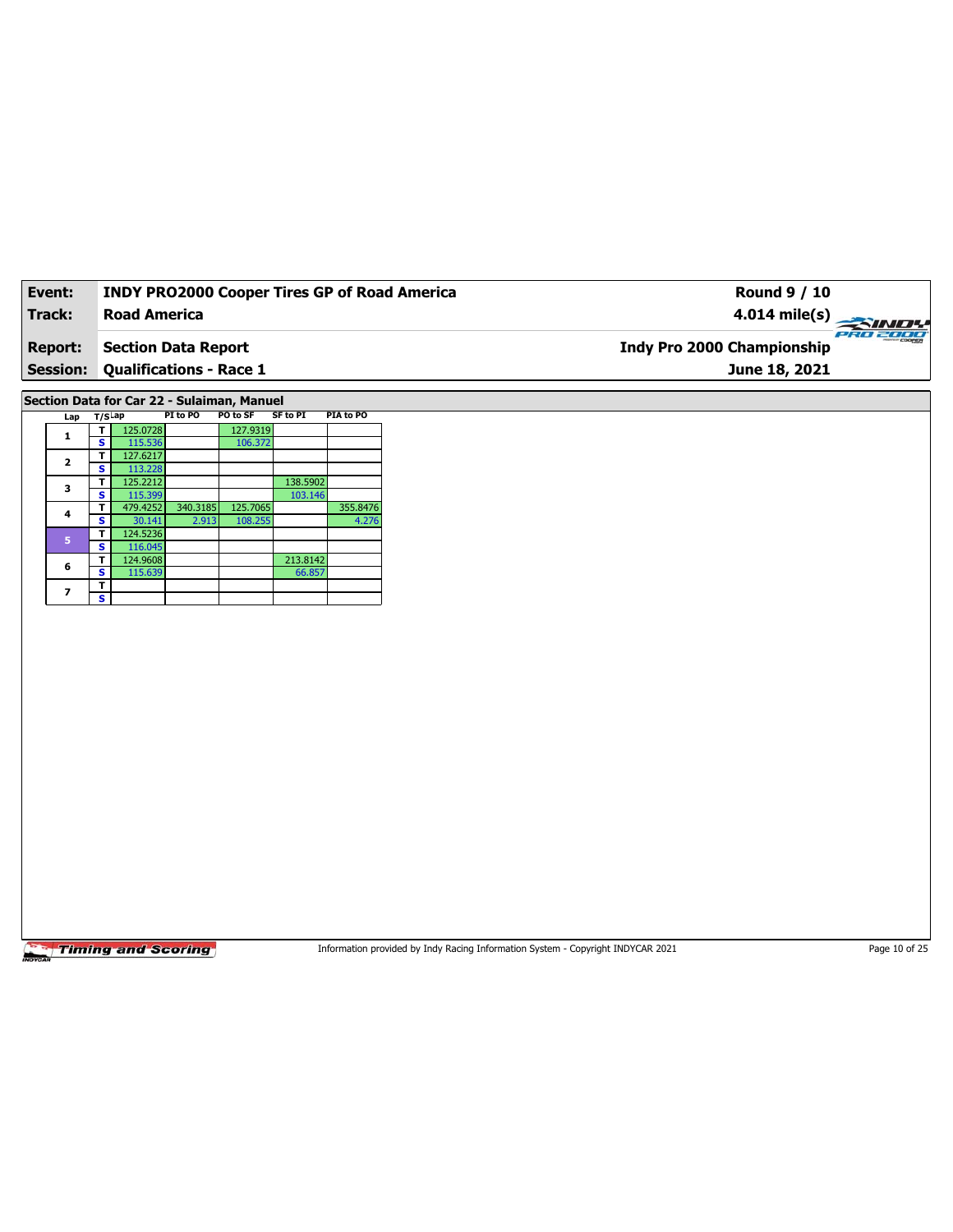| Event: | INDY PRO2000 Cooper Tires GP of Road America | Round 9 / 10 |
|---|---|---|
| Track: | Road America | 4.014 mile(s) |
| Report: | Section Data Report | Indy Pro 2000 Championship |
| Session: | Qualifications - Race 1 | June 18, 2021 |

## Section Data for Car 22 - Sulaiman, Manuel

| Lap | T/S | Lap | PI to PO | PO to SF | SF to PI | PIA to PO |
|---|---|---|---|---|---|---|
| 1 | T | 125.0728 | | 127.9319 | | |
| | S | 115.536 | | 106.372 | | |
| 2 | T | 127.6217 | | | | |
| | S | 113.228 | | | | |
| 3 | T | 125.2212 | | | 138.5902 | |
| | S | 115.399 | | | 103.146 | |
| 4 | T | 479.4252 | 340.3185 | 125.7065 | | 355.8476 |
| | S | 30.141 | 2.913 | 108.255 | | 4.276 |
| 5 | T | 124.5236 | | | | |
| | S | 116.045 | | | | |
| 6 | T | 124.9608 | | | 213.8142 | |
| | S | 115.639 | | | 66.857 | |
| 7 | T | | | | | |
| | S | | | | | |

Timing and Scoring

Information provided by Indy Racing Information System - Copyright INDYCAR 2021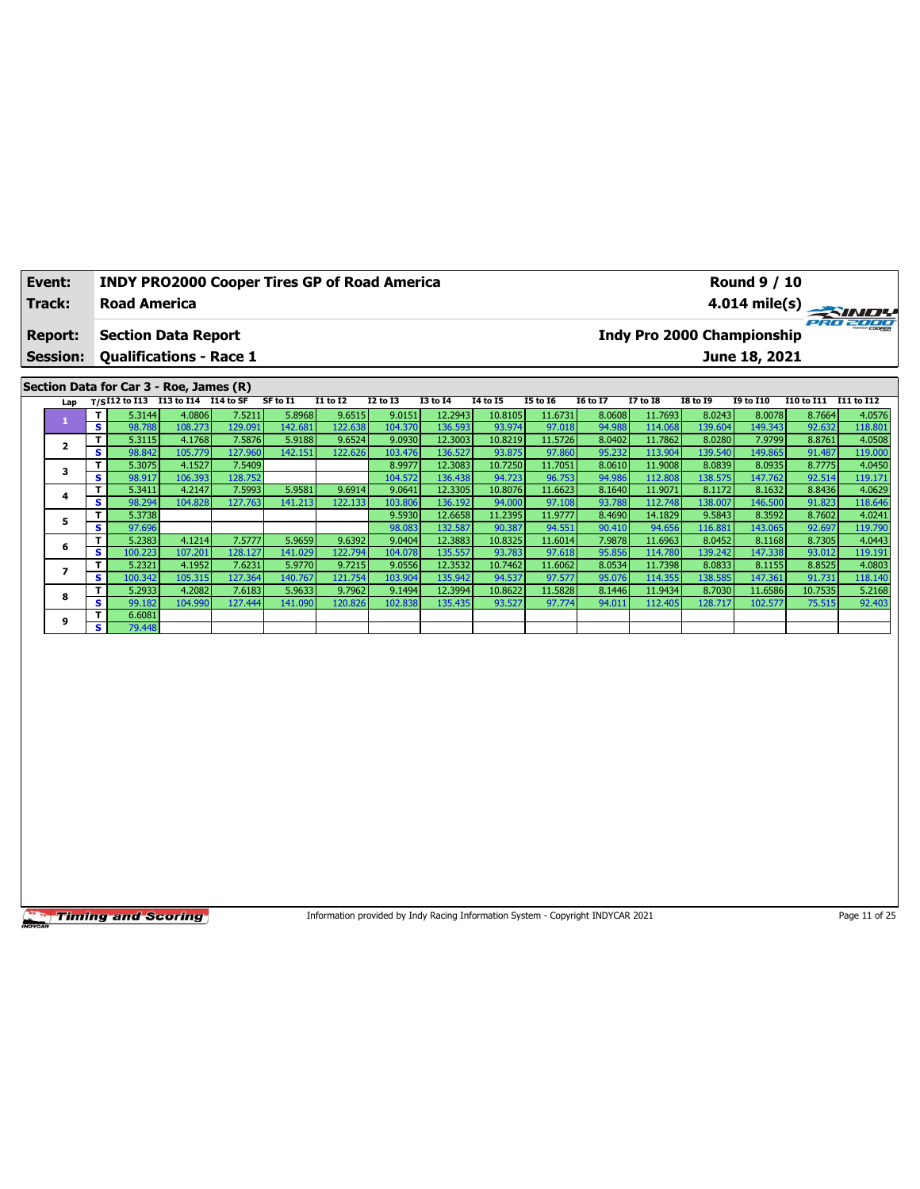| Event: | INDY PRO2000 Cooper Tires GP of Road America | Round 9 / 10 |
|---|---|---|
| Track: | Road America | 4.014 mile(s) |
| Report: | Section Data Report | Indy Pro 2000 Championship |
| Session: | Qualifications - Race 1 | June 18, 2021 |

## Section Data for Car 3 - Roe, James (R)

| Lap | T/S | I12 to I13 | I13 to I14 | I14 to SF | SF to I1 | I1 to I2 | I2 to I3 | I3 to I4 | I4 to I5 | I5 to I6 | I6 to I7 | I7 to I8 | I8 to I9 | I9 to I10 | I10 to I11 | I11 to I12 |
|---|---|---|---|---|---|---|---|---|---|---|---|---|---|---|---|---|
| 1 | T | 5.3144 | 4.0806 | 7.5211 | 5.8968 | 9.6515 | 9.0151 | 12.2943 | 10.8105 | 11.6731 | 8.0608 | 11.7693 | 8.0243 | 8.0078 | 8.7664 | 4.0576 |
| | S | 98.788 | 108.273 | 129.091 | 142.681 | 122.638 | 104.370 | 136.593 | 93.974 | 97.018 | 94.988 | 114.068 | 139.604 | 149.343 | 92.632 | 118.801 |
| 2 | T | 5.3115 | 4.1768 | 7.5876 | 5.9188 | 9.6524 | 9.0930 | 12.3003 | 10.8219 | 11.5726 | 8.0402 | 11.7862 | 8.0280 | 7.9799 | 8.8761 | 4.0508 |
| | S | 98.842 | 105.779 | 127.960 | 142.151 | 122.626 | 103.476 | 136.527 | 93.875 | 97.860 | 95.232 | 113.904 | 139.540 | 149.865 | 91.487 | 119.000 |
| 3 | T | 5.3075 | 4.1527 | 7.5409 | | | 8.9977 | 12.3083 | 10.7250 | 11.7051 | 8.0610 | 11.9008 | 8.0839 | 8.0935 | 8.7775 | 4.0450 |
| | S | 98.917 | 106.393 | 128.752 | | | 104.572 | 136.438 | 94.723 | 96.753 | 94.986 | 112.808 | 138.575 | 147.762 | 92.514 | 119.171 |
| 4 | T | 5.3411 | 4.2147 | 7.5993 | 5.9581 | 9.6914 | 9.0641 | 12.3305 | 10.8076 | 11.6623 | 8.1640 | 11.9071 | 8.1172 | 8.1632 | 8.8436 | 4.0629 |
| | S | 98.294 | 104.828 | 127.763 | 141.213 | 122.133 | 103.806 | 136.192 | 94.000 | 97.108 | 93.788 | 112.748 | 138.007 | 146.500 | 91.823 | 118.646 |
| 5 | T | 5.3738 | | | | | 9.5930 | 12.6658 | 11.2395 | 11.9777 | 8.4690 | 14.1829 | 9.5843 | 8.3592 | 8.7602 | 4.0241 |
| | S | 97.696 | | | | | 98.083 | 132.587 | 90.387 | 94.551 | 90.410 | 94.656 | 116.881 | 143.065 | 92.697 | 119.790 |
| 6 | T | 5.2383 | 4.1214 | 7.5777 | 5.9659 | 9.6392 | 9.0404 | 12.3883 | 10.8325 | 11.6014 | 7.9878 | 11.6963 | 8.0452 | 8.1168 | 8.7305 | 4.0443 |
| | S | 100.223 | 107.201 | 128.127 | 141.029 | 122.794 | 104.078 | 135.557 | 93.783 | 97.618 | 95.856 | 114.780 | 139.242 | 147.338 | 93.012 | 119.191 |
| 7 | T | 5.2321 | 4.1952 | 7.6231 | 5.9770 | 9.7215 | 9.0556 | 12.3532 | 10.7462 | 11.6062 | 8.0534 | 11.7398 | 8.0833 | 8.1155 | 8.8525 | 4.0803 |
| | S | 100.342 | 105.315 | 127.364 | 140.767 | 121.754 | 103.904 | 135.942 | 94.537 | 97.577 | 95.076 | 114.355 | 138.585 | 147.361 | 91.731 | 118.140 |
| 8 | T | 5.2933 | 4.2082 | 7.6183 | 5.9633 | 9.7962 | 9.1494 | 12.3994 | 10.8622 | 11.5828 | 8.1446 | 11.9434 | 8.7030 | 11.6586 | 10.7535 | 5.2168 |
| | S | 99.182 | 104.990 | 127.444 | 141.090 | 120.826 | 102.838 | 135.435 | 93.527 | 97.774 | 94.011 | 112.405 | 128.717 | 102.577 | 75.515 | 92.403 |
| 9 | T | 6.6081 | | | | | | | | | | | | | | |
| | S | 79.448 | | | | | | | | | | | | | | |

Information provided by Indy Racing Information System - Copyright INDYCAR 2021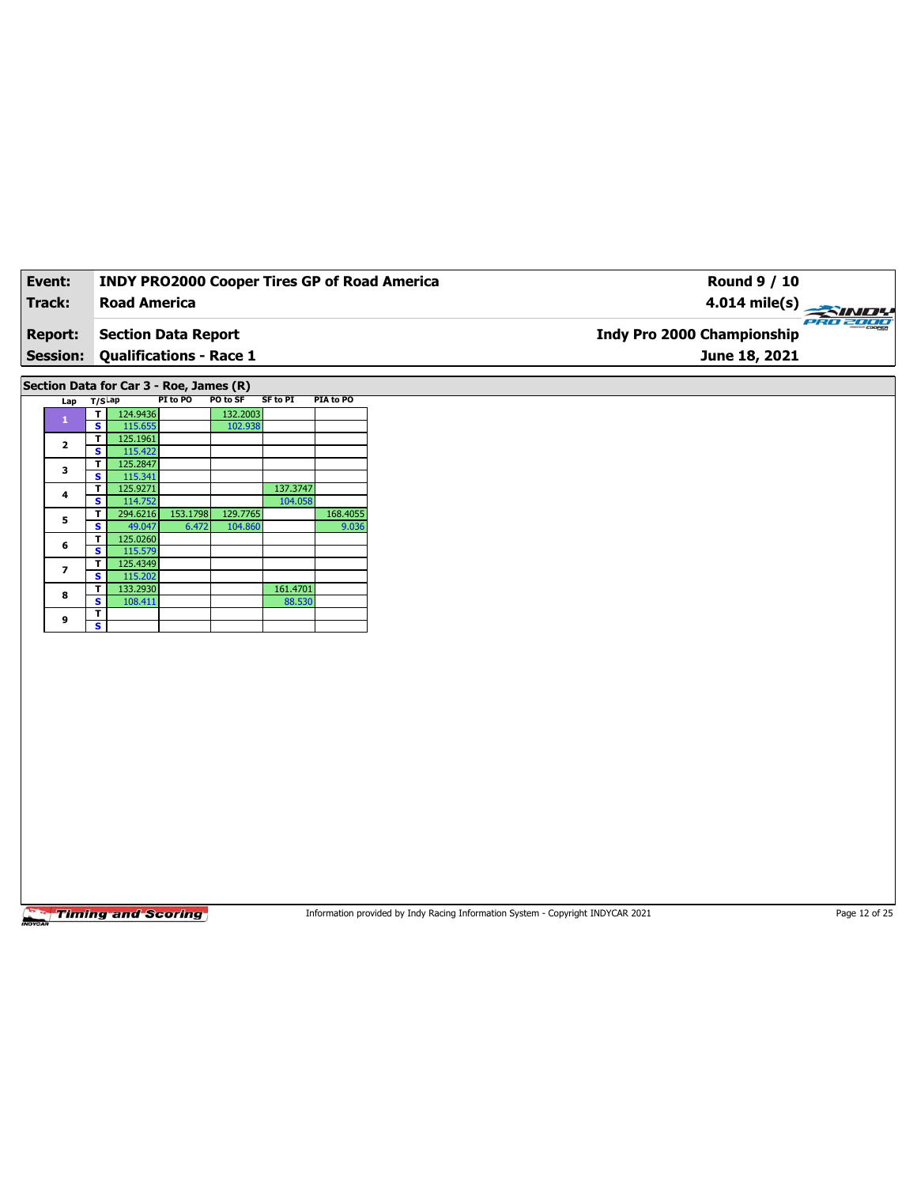| **Event:** | **INDY PRO2000 Cooper Tires GP of Road America** | **Round 9 / 10** |
|---|---|---|
| **Track:** | **Road America** | **4.014 mile(s)** |
| **Report:** | **Section Data Report** | **Indy Pro 2000 Championship** |
| **Session:** | **Qualifications - Race 1** | **June 18, 2021** |

## Section Data for Car 3 - Roe, James (R)

| Lap | T/S | Lap | PI to PO | PO to SF | SF to PI | PIA to PO |
|---|---|---|---|---|---|---|
| 1 | T | 124.9436 | | 132.2003 | | |
| | S | 115.655 | | 102.938 | | |
| 2 | T | 125.1961 | | | | |
| | S | 115.422 | | | | |
| 3 | T | 125.2847 | | | | |
| | S | 115.341 | | | | |
| 4 | T | 125.9271 | | | 137.3747 | |
| | S | 114.752 | | | 104.058 | |
| 5 | T | 294.6216 | 153.1798 | 129.7765 | | 168.4055 |
| | S | 49.047 | 6.472 | 104.860 | | 9.036 |
| 6 | T | 125.0260 | | | | |
| | S | 115.579 | | | | |
| 7 | T | 125.4349 | | | | |
| | S | 115.202 | | | | |
| 8 | T | 133.2930 | | | 161.4701 | |
| | S | 108.411 | | | 88.530 | |
| 9 | T | | | | | |
| | S | | | | | |

Timing and Scoring

Information provided by Indy Racing Information System - Copyright INDYCAR 2021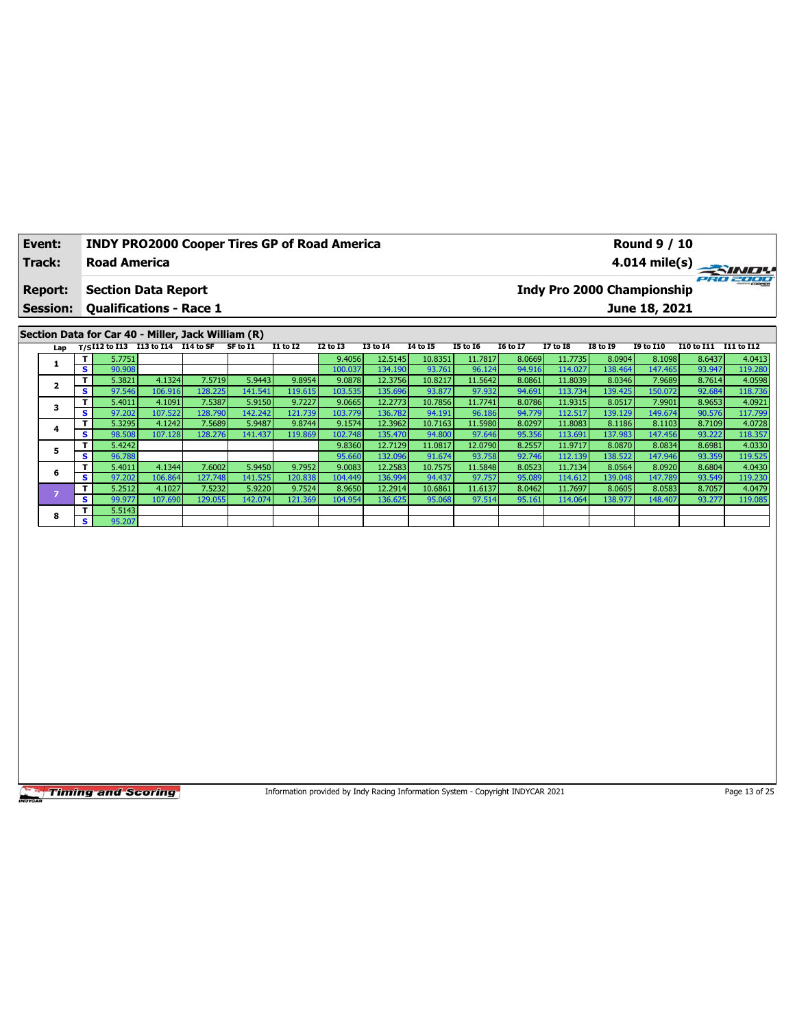| **Event:** | **INDY PRO2000 Cooper Tires GP of Road America** | **Round 9 / 10** |
|---|---|---|
| **Track:** | **Road America** | **4.014 mile(s)** |
| **Report:** | **Section Data Report** | **Indy Pro 2000 Championship** |
| **Session:** | **Qualifications - Race 1** | **June 18, 2021** |

## Section Data for Car 40 - Miller, Jack William (R)

| Lap | T/S | I12 to I13 | I13 to I14 | I14 to SF | SF to I1 | I1 to I2 | I2 to I3 | I3 to I4 | I4 to I5 | I5 to I6 | I6 to I7 | I7 to I8 | I8 to I9 | I9 to I10 | I10 to I11 | I11 to I12 |
|---|---|---|---|---|---|---|---|---|---|---|---|---|---|---|---|---|
| 1 | T | 5.7751 | | | | | 9.4056 | 12.5145 | 10.8351 | 11.7817 | 8.0669 | 11.7735 | 8.0904 | 8.1098 | 8.6437 | 4.0413 |
| | S | 90.908 | | | | | 100.037 | 134.190 | 93.761 | 96.124 | 94.916 | 114.027 | 138.464 | 147.465 | 93.947 | 119.280 |
| 2 | T | 5.3821 | 4.1324 | 7.5719 | 5.9443 | 9.8954 | 9.0878 | 12.3756 | 10.8217 | 11.5642 | 8.0861 | 11.8039 | 8.0346 | 7.9689 | 8.7614 | 4.0598 |
| | S | 97.546 | 106.916 | 128.225 | 141.541 | 119.615 | 103.535 | 135.696 | 93.877 | 97.932 | 94.691 | 113.734 | 139.425 | 150.072 | 92.684 | 118.736 |
| 3 | T | 5.4011 | 4.1091 | 7.5387 | 5.9150 | 9.7227 | 9.0665 | 12.2773 | 10.7856 | 11.7741 | 8.0786 | 11.9315 | 8.0517 | 7.9901 | 8.9653 | 4.0921 |
| | S | 97.202 | 107.522 | 128.790 | 142.242 | 121.739 | 103.779 | 136.782 | 94.191 | 96.186 | 94.779 | 112.517 | 139.129 | 149.674 | 90.576 | 117.799 |
| 4 | T | 5.3295 | 4.1242 | 7.5689 | 5.9487 | 9.8744 | 9.1574 | 12.3962 | 10.7163 | 11.5980 | 8.0297 | 11.8083 | 8.1186 | 8.1103 | 8.7109 | 4.0728 |
| | S | 98.508 | 107.128 | 128.276 | 141.437 | 119.869 | 102.748 | 135.470 | 94.800 | 97.646 | 95.356 | 113.691 | 137.983 | 147.456 | 93.222 | 118.357 |
| 5 | T | 5.4242 | | | | | 9.8360 | 12.7129 | 11.0817 | 12.0790 | 8.2557 | 11.9717 | 8.0870 | 8.0834 | 8.6981 | 4.0330 |
| | S | 96.788 | | | | | 95.660 | 132.096 | 91.674 | 93.758 | 92.746 | 112.139 | 138.522 | 147.946 | 93.359 | 119.525 |
| 6 | T | 5.4011 | 4.1344 | 7.6002 | 5.9450 | 9.7952 | 9.0083 | 12.2583 | 10.7575 | 11.5848 | 8.0523 | 11.7134 | 8.0564 | 8.0920 | 8.6804 | 4.0430 |
| | S | 97.202 | 106.864 | 127.748 | 141.525 | 120.838 | 104.449 | 136.994 | 94.437 | 97.757 | 95.089 | 114.612 | 139.048 | 147.789 | 93.549 | 119.230 |
| 7 | T | 5.2512 | 4.1027 | 7.5232 | 5.9220 | 9.7524 | 8.9650 | 12.2914 | 10.6861 | 11.6137 | 8.0462 | 11.7697 | 8.0605 | 8.0583 | 8.7057 | 4.0479 |
| | S | 99.977 | 107.690 | 129.055 | 142.074 | 121.369 | 104.954 | 136.625 | 95.068 | 97.514 | 95.161 | 114.064 | 138.977 | 148.407 | 93.277 | 119.085 |
| 8 | T | 5.5143 | | | | | | | | | | | | | | |
| | S | 95.207 | | | | | | | | | | | | | | |

Information provided by Indy Racing Information System - Copyright INDYCAR 2021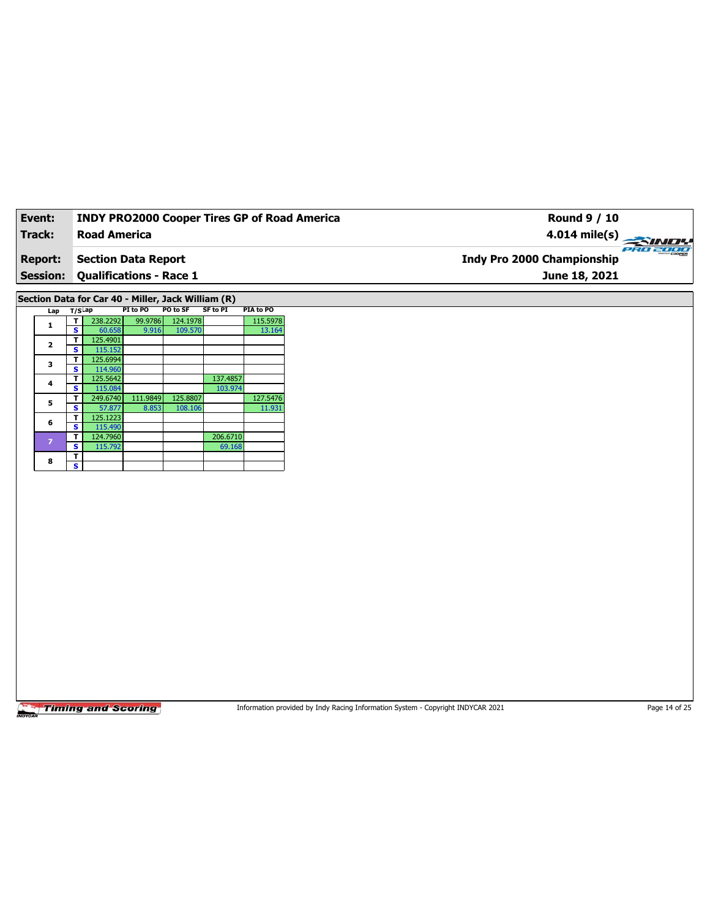| Event: | INDY PRO2000 Cooper Tires GP of Road America | Round 9 / 10 |
|---|---|---|
| Track: | Road America | 4.014 mile(s) |
| Report: | Section Data Report | Indy Pro 2000 Championship |
| Session: | Qualifications - Race 1 | June 18, 2021 |

## Section Data for Car 40 - Miller, Jack William (R)

| Lap | T/S | Lap | PI to PO | PO to SF | SF to PI | PIA to PO |
|---|---|---|---|---|---|---|
| 1 | T | 238.2292 | 99.9786 | 124.1978 | | 115.5978 |
| | S | 60.658 | 9.916 | 109.570 | | 13.164 |
| 2 | T | 125.4901 | | | | |
| | S | 115.152 | | | | |
| 3 | T | 125.6994 | | | | |
| | S | 114.960 | | | | |
| 4 | T | 125.5642 | | | 137.4857 | |
| | S | 115.084 | | | 103.974 | |
| 5 | T | 249.6740 | 111.9849 | 125.8807 | | 127.5476 |
| | S | 57.877 | 8.853 | 108.106 | | 11.931 |
| 6 | T | 125.1223 | | | | |
| | S | 115.490 | | | | |
| 7 | T | 124.7960 | | | 206.6710 | |
| | S | 115.792 | | | 69.168 | |
| 8 | T | | | | | |
| | S | | | | | |

Timing and Scoring

Information provided by Indy Racing Information System - Copyright INDYCAR 2021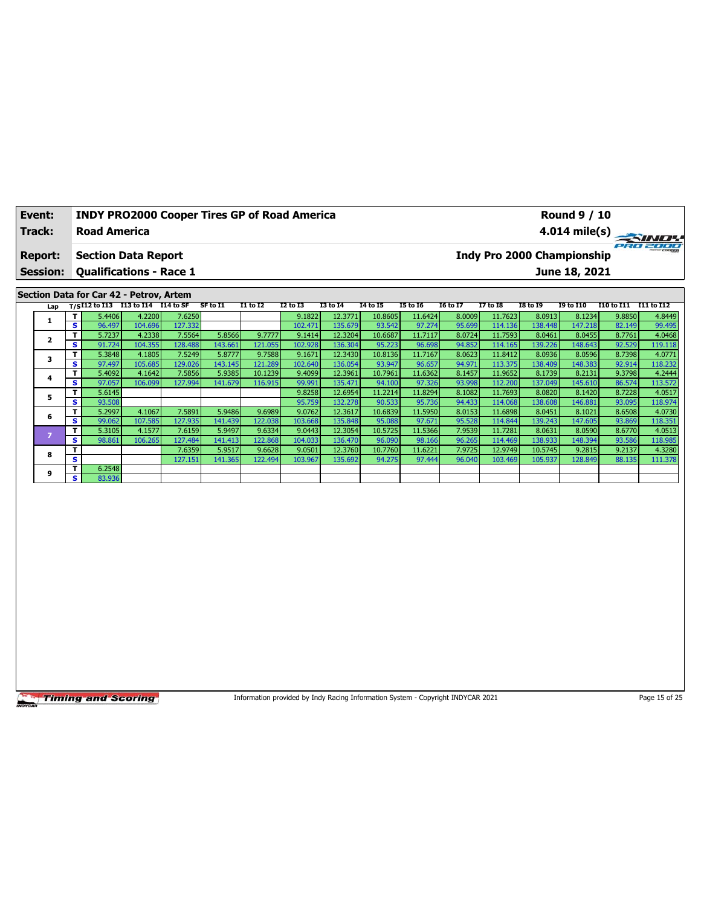| Event: | INDY PRO2000 Cooper Tires GP of Road America | Round 9 / 10 |
|---|---|---|
| Track: | Road America | 4.014 mile(s) |
| Report: | Section Data Report | Indy Pro 2000 Championship |
| Session: | Qualifications - Race 1 | June 18, 2021 |

## Section Data for Car 42 - Petrov, Artem

| Lap | T/S | I12 to I13 | I13 to I14 | I14 to SF | SF to I1 | I1 to I2 | I2 to I3 | I3 to I4 | I4 to I5 | I5 to I6 | I6 to I7 | I7 to I8 | I8 to I9 | I9 to I10 | I10 to I11 | I11 to I12 |
|---|---|---|---|---|---|---|---|---|---|---|---|---|---|---|---|---|
| 1 | T | 5.4406 | 4.2200 | 7.6250 | | | 9.1822 | 12.3771 | 10.8605 | 11.6424 | 8.0009 | 11.7623 | 8.0913 | 8.1234 | 9.8850 | 4.8449 |
| | S | 96.497 | 104.696 | 127.332 | | | 102.471 | 135.679 | 93.542 | 97.274 | 95.699 | 114.136 | 138.448 | 147.218 | 82.149 | 99.495 |
| 2 | T | 5.7237 | 4.2338 | 7.5564 | 5.8566 | 9.7777 | 9.1414 | 12.3204 | 10.6687 | 11.7117 | 8.0724 | 11.7593 | 8.0461 | 8.0455 | 8.7761 | 4.0468 |
| | S | 91.724 | 104.355 | 128.488 | 143.661 | 121.055 | 102.928 | 136.304 | 95.223 | 96.698 | 94.852 | 114.165 | 139.226 | 148.643 | 92.529 | 119.118 |
| 3 | T | 5.3848 | 4.1805 | 7.5249 | 5.8777 | 9.7588 | 9.1671 | 12.3430 | 10.8136 | 11.7167 | 8.0623 | 11.8412 | 8.0936 | 8.0596 | 8.7398 | 4.0771 |
| | S | 97.497 | 105.685 | 129.026 | 143.145 | 121.289 | 102.640 | 136.054 | 93.947 | 96.657 | 94.971 | 113.375 | 138.409 | 148.383 | 92.914 | 118.232 |
| 4 | T | 5.4092 | 4.1642 | 7.5856 | 5.9385 | 10.1239 | 9.4099 | 12.3961 | 10.7961 | 11.6362 | 8.1457 | 11.9652 | 8.1739 | 8.2131 | 9.3798 | 4.2444 |
| | S | 97.057 | 106.099 | 127.994 | 141.679 | 116.915 | 99.991 | 135.471 | 94.100 | 97.326 | 93.998 | 112.200 | 137.049 | 145.610 | 86.574 | 113.572 |
| 5 | T | 5.6145 | | | | | 9.8258 | 12.6954 | 11.2214 | 11.8294 | 8.1082 | 11.7693 | 8.0820 | 8.1420 | 8.7228 | 4.0517 |
| | S | 93.508 | | | | | 95.759 | 132.278 | 90.533 | 95.736 | 94.433 | 114.068 | 138.608 | 146.881 | 93.095 | 118.974 |
| 6 | T | 5.2997 | 4.1067 | 7.5891 | 5.9486 | 9.6989 | 9.0762 | 12.3617 | 10.6839 | 11.5950 | 8.0153 | 11.6898 | 8.0451 | 8.1021 | 8.6508 | 4.0730 |
| | S | 99.062 | 107.585 | 127.935 | 141.439 | 122.038 | 103.668 | 135.848 | 95.088 | 97.671 | 95.528 | 114.844 | 139.243 | 147.605 | 93.869 | 118.351 |
| 7 | T | 5.3105 | 4.1577 | 7.6159 | 5.9497 | 9.6334 | 9.0443 | 12.3054 | 10.5725 | 11.5366 | 7.9539 | 11.7281 | 8.0631 | 8.0590 | 8.6770 | 4.0513 |
| | S | 98.861 | 106.265 | 127.484 | 141.413 | 122.868 | 104.033 | 136.470 | 96.090 | 98.166 | 96.265 | 114.469 | 138.933 | 148.394 | 93.586 | 118.985 |
| 8 | T | | | 7.6359 | 5.9517 | 9.6628 | 9.0501 | 12.3760 | 10.7760 | 11.6221 | 7.9725 | 12.9749 | 10.5745 | 9.2815 | 9.2137 | 4.3280 |
| | S | | | 127.151 | 141.365 | 122.494 | 103.967 | 135.692 | 94.275 | 97.444 | 96.040 | 103.469 | 105.937 | 128.849 | 88.135 | 111.378 |
| 9 | T | 6.2548 | | | | | | | | | | | | | | |
| | S | 83.936 | | | | | | | | | | | | | | |

Information provided by Indy Racing Information System - Copyright INDYCAR 2021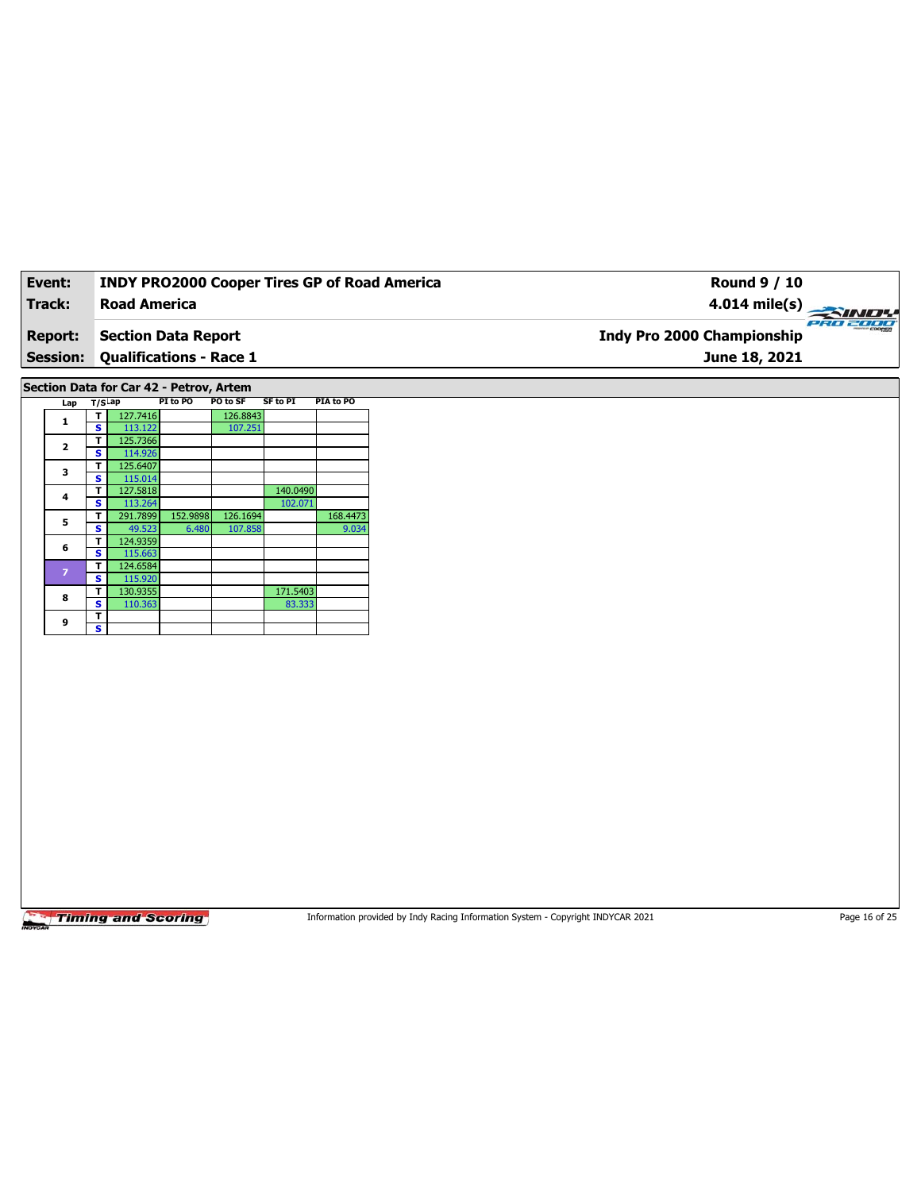| Event: | INDY PRO2000 Cooper Tires GP of Road America | Round 9 / 10 |
|---|---|---|
| Track: | Road America | 4.014 mile(s) |
| Report: | Section Data Report | Indy Pro 2000 Championship |
| Session: | Qualifications - Race 1 | June 18, 2021 |

## Section Data for Car 42 - Petrov, Artem

| Lap | T/S | Lap | PI to PO | PO to SF | SF to PI | PIA to PO |
|---|---|---|---|---|---|---|
| 1 | T | 127.7416 | | 126.8843 | | |
| | S | 113.122 | | 107.251 | | |
| 2 | T | 125.7366 | | | | |
| | S | 114.926 | | | | |
| 3 | T | 125.6407 | | | | |
| | S | 115.014 | | | | |
| 4 | T | 127.5818 | | | 140.0490 | |
| | S | 113.264 | | | 102.071 | |
| 5 | T | 291.7899 | 152.9898 | 126.1694 | | 168.4473 |
| | S | 49.523 | 6.480 | 107.858 | | 9.034 |
| 6 | T | 124.9359 | | | | |
| | S | 115.663 | | | | |
| 7 | T | 124.6584 | | | | |
| | S | 115.920 | | | | |
| 8 | T | 130.9355 | | | 171.5403 | |
| | S | 110.363 | | | 83.333 | |
| 9 | T | | | | | |
| | S | | | | | |

Information provided by Indy Racing Information System - Copyright INDYCAR 2021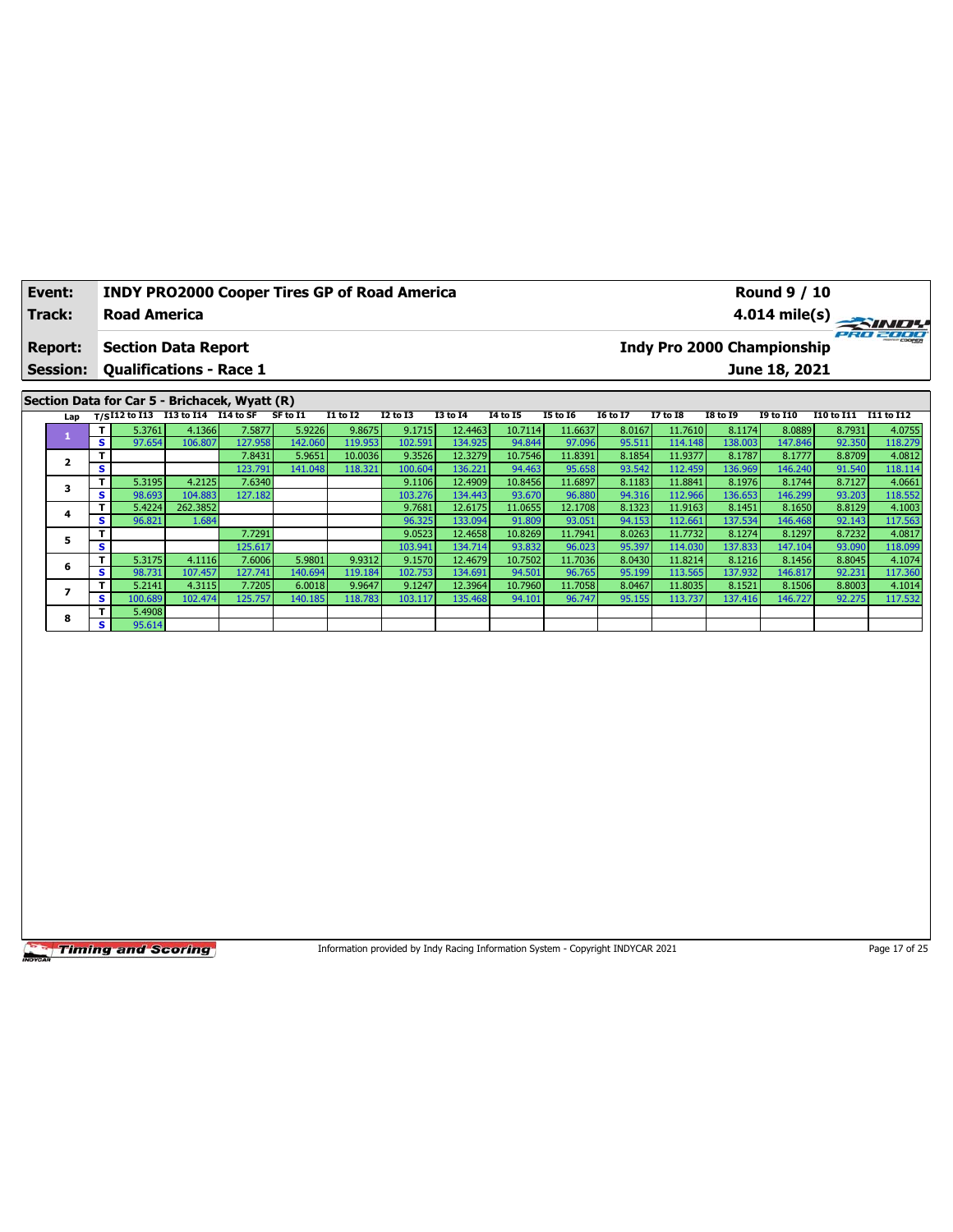| Event: | INDY PRO2000 Cooper Tires GP of Road America | Round 9 / 10 |
|---|---|---|
| Track: | Road America | 4.014 mile(s) |
| Report: | Section Data Report | Indy Pro 2000 Championship |
| Session: | Qualifications - Race 1 | June 18, 2021 |

## Section Data for Car 5 - Brichacek, Wyatt (R)

| Lap | T/S | I12 to I13 | I13 to I14 | I14 to SF | SF to I1 | I1 to I2 | I2 to I3 | I3 to I4 | I4 to I5 | I5 to I6 | I6 to I7 | I7 to I8 | I8 to I9 | I9 to I10 | I10 to I11 | I11 to I12 |
|---|---|---|---|---|---|---|---|---|---|---|---|---|---|---|---|---|
| 1 | T | 5.3761 | 4.1366 | 7.5877 | 5.9226 | 9.8675 | 9.1715 | 12.4463 | 10.7114 | 11.6637 | 8.0167 | 11.7610 | 8.1174 | 8.0889 | 8.7931 | 4.0755 |
| | S | 97.654 | 106.807 | 127.958 | 142.060 | 119.953 | 102.591 | 134.925 | 94.844 | 97.096 | 95.511 | 114.148 | 138.003 | 147.846 | 92.350 | 118.279 |
| 2 | T | | | 7.8431 | 5.9651 | 10.0036 | 9.3526 | 12.3279 | 10.7546 | 11.8391 | 8.1854 | 11.9377 | 8.1787 | 8.1777 | 8.8709 | 4.0812 |
| | S | | | 123.791 | 141.048 | 118.321 | 100.604 | 136.221 | 94.463 | 95.658 | 93.542 | 112.459 | 136.969 | 146.240 | 91.540 | 118.114 |
| 3 | T | 5.3195 | 4.2125 | 7.6340 | | | 9.1106 | 12.4909 | 10.8456 | 11.6897 | 8.1183 | 11.8841 | 8.1976 | 8.1744 | 8.7127 | 4.0661 |
| | S | 98.693 | 104.883 | 127.182 | | | 103.276 | 134.443 | 93.670 | 96.880 | 94.316 | 112.966 | 136.653 | 146.299 | 93.203 | 118.552 |
| 4 | T | 5.4224 | 262.3852 | | | | 9.7681 | 12.6175 | 11.0655 | 12.1708 | 8.1323 | 11.9163 | 8.1451 | 8.1650 | 8.8129 | 4.1003 |
| | S | 96.821 | 1.684 | | | | 96.325 | 133.094 | 91.809 | 93.051 | 94.153 | 112.661 | 137.534 | 146.468 | 92.143 | 117.563 |
| 5 | T | | | 7.7291 | | | 9.0523 | 12.4658 | 10.8269 | 11.7941 | 8.0263 | 11.7732 | 8.1274 | 8.1297 | 8.7232 | 4.0817 |
| | S | | | 125.617 | | | 103.941 | 134.714 | 93.832 | 96.023 | 95.397 | 114.030 | 137.833 | 147.104 | 93.090 | 118.099 |
| 6 | T | 5.3175 | 4.1116 | 7.6006 | 5.9801 | 9.9312 | 9.1570 | 12.4679 | 10.7502 | 11.7036 | 8.0430 | 11.8214 | 8.1216 | 8.1456 | 8.8045 | 4.1074 |
| | S | 98.731 | 107.457 | 127.741 | 140.694 | 119.184 | 102.753 | 134.691 | 94.501 | 96.765 | 95.199 | 113.565 | 137.932 | 146.817 | 92.231 | 117.360 |
| 7 | T | 5.2141 | 4.3115 | 7.7205 | 6.0018 | 9.9647 | 9.1247 | 12.3964 | 10.7960 | 11.7058 | 8.0467 | 11.8035 | 8.1521 | 8.1506 | 8.8003 | 4.1014 |
| | S | 100.689 | 102.474 | 125.757 | 140.185 | 118.783 | 103.117 | 135.468 | 94.101 | 96.747 | 95.155 | 113.737 | 137.416 | 146.727 | 92.275 | 117.532 |
| 8 | T | 5.4908 | | | | | | | | | | | | | | |
| | S | 95.614 | | | | | | | | | | | | | | |

Information provided by Indy Racing Information System - Copyright INDYCAR 2021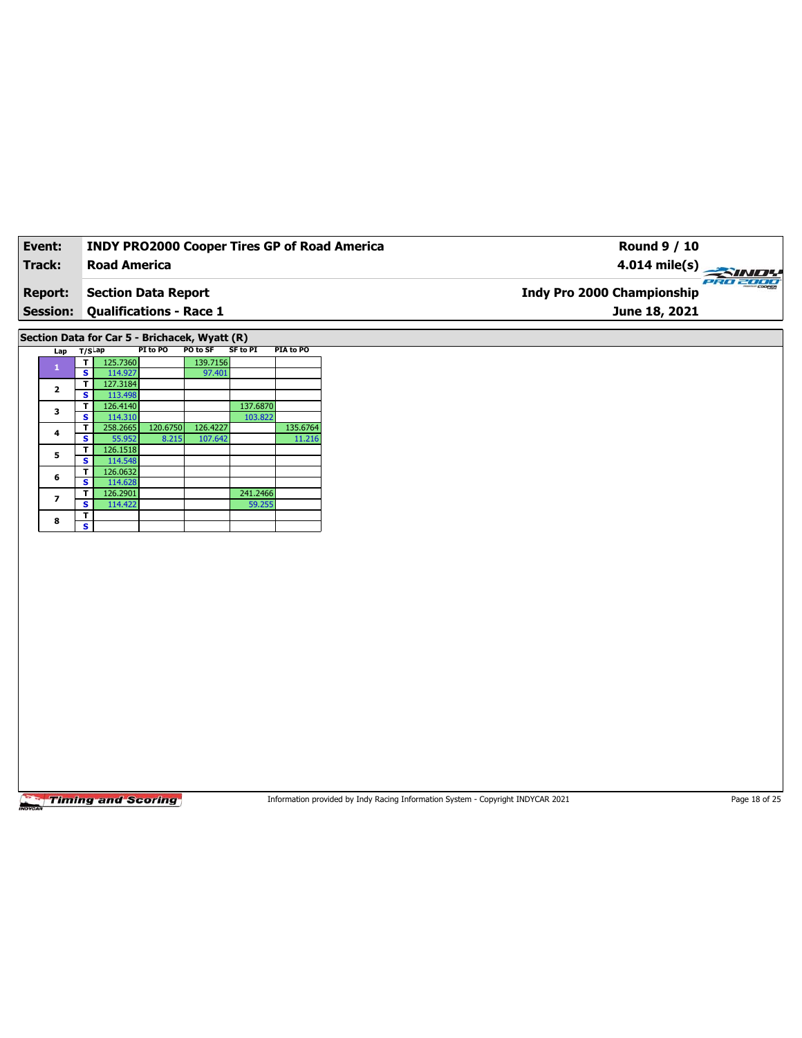| Event: | INDY PRO2000 Cooper Tires GP of Road America | Round 9 / 10 |
|---|---|---|
| Track: | Road America | 4.014 mile(s) |
| Report: | Section Data Report | Indy Pro 2000 Championship |
| Session: | Qualifications - Race 1 | June 18, 2021 |

## Section Data for Car 5 - Brichacek, Wyatt (R)

| Lap | T/S | Lap | PI to PO | PO to SF | SF to PI | PIA to PO |
|---|---|---|---|---|---|---|
| 1 | T | 125.7360 | | 139.7156 | | |
| | S | 114.927 | | 97.401 | | |
| 2 | T | 127.3184 | | | | |
| | S | 113.498 | | | | |
| 3 | T | 126.4140 | | | 137.6870 | |
| | S | 114.310 | | | 103.822 | |
| 4 | T | 258.2665 | 120.6750 | 126.4227 | | 135.6764 |
| | S | 55.952 | 8.215 | 107.642 | | 11.216 |
| 5 | T | 126.1518 | | | | |
| | S | 114.548 | | | | |
| 6 | T | 126.0632 | | | | |
| | S | 114.628 | | | | |
| 7 | T | 126.2901 | | | 241.2466 | |
| | S | 114.422 | | | 59.255 | |
| 8 | T | | | | | |
| | S | | | | | |

Information provided by Indy Racing Information System - Copyright INDYCAR 2021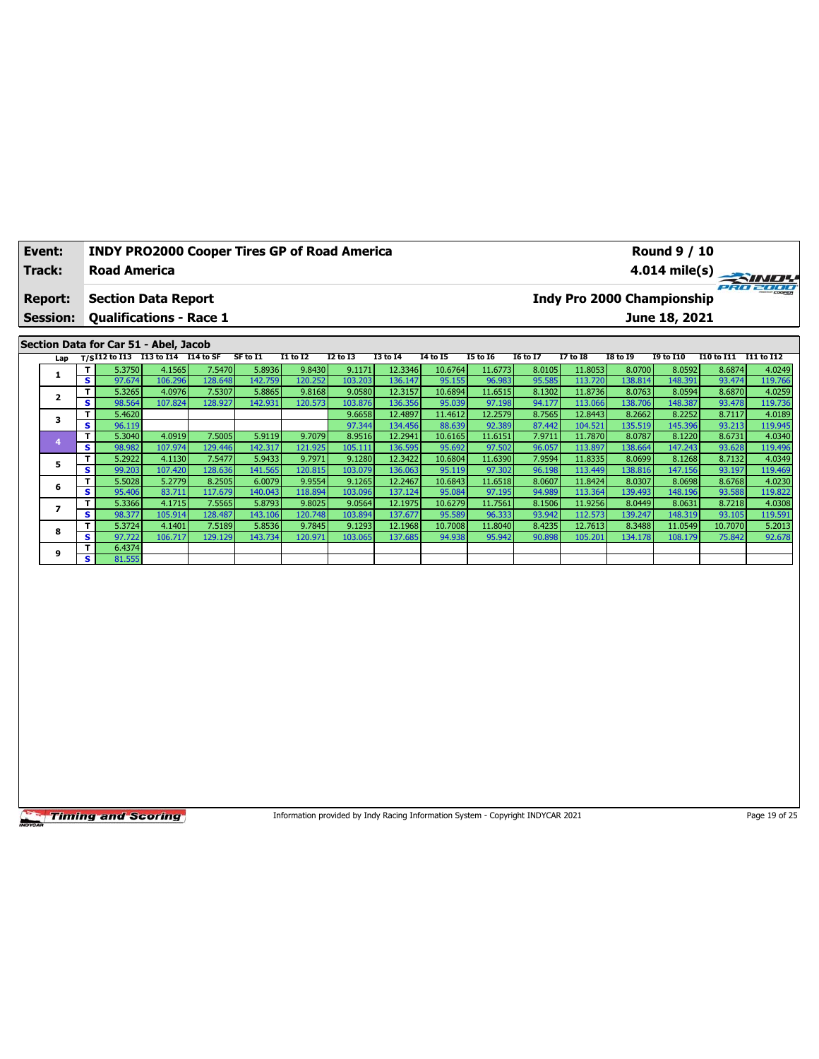| Event: | INDY PRO2000 Cooper Tires GP of Road America | Round 9 / 10 |
|---|---|---|
| Track: | Road America | 4.014 mile(s) |
| Report: | Section Data Report | Indy Pro 2000 Championship |
| Session: | Qualifications - Race 1 | June 18, 2021 |

## Section Data for Car 51 - Abel, Jacob

| Lap | T/S | I12 to I13 | I13 to I14 | I14 to SF | SF to I1 | I1 to I2 | I2 to I3 | I3 to I4 | I4 to I5 | I5 to I6 | I6 to I7 | I7 to I8 | I8 to I9 | I9 to I10 | I10 to I11 | I11 to I12 |
|---|---|---|---|---|---|---|---|---|---|---|---|---|---|---|---|---|
| 1 | T | 5.3750 | 4.1565 | 7.5470 | 5.8936 | 9.8430 | 9.1171 | 12.3346 | 10.6764 | 11.6773 | 8.0105 | 11.8053 | 8.0700 | 8.0592 | 8.6874 | 4.0249 |
| | S | 97.674 | 106.296 | 128.648 | 142.759 | 120.252 | 103.203 | 136.147 | 95.155 | 96.983 | 95.585 | 113.720 | 138.814 | 148.391 | 93.474 | 119.766 |
| 2 | T | 5.3265 | 4.0976 | 7.5307 | 5.8865 | 9.8168 | 9.0580 | 12.3157 | 10.6894 | 11.6515 | 8.1302 | 11.8736 | 8.0763 | 8.0594 | 8.6870 | 4.0259 |
| | S | 98.564 | 107.824 | 128.927 | 142.931 | 120.573 | 103.876 | 136.356 | 95.039 | 97.198 | 94.177 | 113.066 | 138.706 | 148.387 | 93.478 | 119.736 |
| 3 | T | 5.4620 | | | | | 9.6658 | 12.4897 | 11.4612 | 12.2579 | 8.7565 | 12.8443 | 8.2662 | 8.2252 | 8.7117 | 4.0189 |
| | S | 96.119 | | | | | 97.344 | 134.456 | 88.639 | 92.389 | 87.442 | 104.521 | 135.519 | 145.396 | 93.213 | 119.945 |
| 4 | T | 5.3040 | 4.0919 | 7.5005 | 5.9119 | 9.7079 | 8.9516 | 12.2941 | 10.6165 | 11.6151 | 7.9711 | 11.7870 | 8.0787 | 8.1220 | 8.6731 | 4.0340 |
| | S | 98.982 | 107.974 | 129.446 | 142.317 | 121.925 | 105.111 | 136.595 | 95.692 | 97.502 | 96.057 | 113.897 | 138.664 | 147.243 | 93.628 | 119.496 |
| 5 | T | 5.2922 | 4.1130 | 7.5477 | 5.9433 | 9.7971 | 9.1280 | 12.3422 | 10.6804 | 11.6390 | 7.9594 | 11.8335 | 8.0699 | 8.1268 | 8.7132 | 4.0349 |
| | S | 99.203 | 107.420 | 128.636 | 141.565 | 120.815 | 103.079 | 136.063 | 95.119 | 97.302 | 96.198 | 113.449 | 138.816 | 147.156 | 93.197 | 119.469 |
| 6 | T | 5.5028 | 5.2779 | 8.2505 | 6.0079 | 9.9554 | 9.1265 | 12.2467 | 10.6843 | 11.6518 | 8.0607 | 11.8424 | 8.0307 | 8.0698 | 8.6768 | 4.0230 |
| | S | 95.406 | 83.711 | 117.679 | 140.043 | 118.894 | 103.096 | 137.124 | 95.084 | 97.195 | 94.989 | 113.364 | 139.493 | 148.196 | 93.588 | 119.822 |
| 7 | T | 5.3366 | 4.1715 | 7.5565 | 5.8793 | 9.8025 | 9.0564 | 12.1975 | 10.6279 | 11.7561 | 8.1506 | 11.9256 | 8.0449 | 8.0631 | 8.7218 | 4.0308 |
| | S | 98.377 | 105.914 | 128.487 | 143.106 | 120.748 | 103.894 | 137.677 | 95.589 | 96.333 | 93.942 | 112.573 | 139.247 | 148.319 | 93.105 | 119.591 |
| 8 | T | 5.3724 | 4.1401 | 7.5189 | 5.8536 | 9.7845 | 9.1293 | 12.1968 | 10.7008 | 11.8040 | 8.4235 | 12.7613 | 8.3488 | 11.0549 | 10.7070 | 5.2013 |
| | S | 97.722 | 106.717 | 129.129 | 143.734 | 120.971 | 103.065 | 137.685 | 94.938 | 95.942 | 90.898 | 105.201 | 134.178 | 108.179 | 75.842 | 92.678 |
| 9 | T | 6.4374 | | | | | | | | | | | | | | |
| | S | 81.555 | | | | | | | | | | | | | | |

Information provided by Indy Racing Information System - Copyright INDYCAR 2021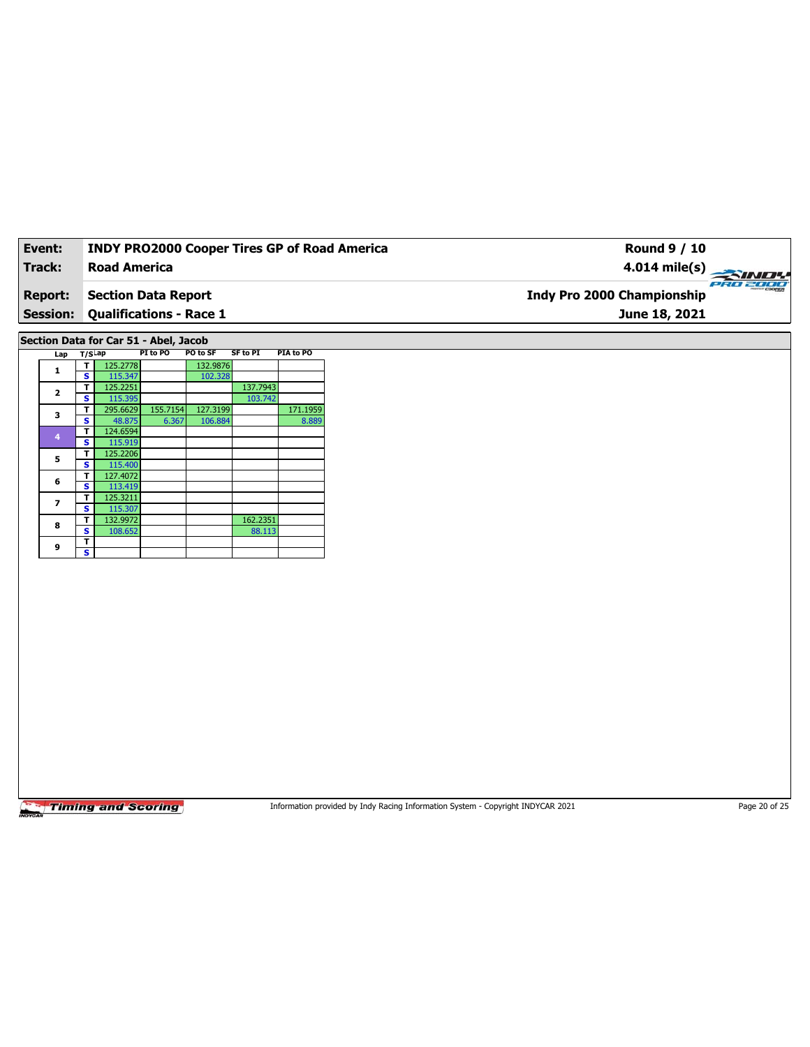**Event:** INDY PRO2000 Cooper Tires GP of Road America — Round 9 / 10

**Track:** Road America — 4.014 mile(s)

**Report:** Section Data Report — Indy Pro 2000 Championship

**Session:** Qualifications - Race 1 — June 18, 2021

## Section Data for Car 51 - Abel, Jacob

| Lap | T/S | Lap | PI to PO | PO to SF | SF to PI | PIA to PO |
|---|---|---|---|---|---|---|
| 1 | T | 125.2778 | | 132.9876 | | |
| | S | 115.347 | | 102.328 | | |
| 2 | T | 125.2251 | | | 137.7943 | |
| | S | 115.395 | | | 103.742 | |
| 3 | T | 295.6629 | 155.7154 | 127.3199 | | 171.1959 |
| | S | 48.875 | 6.367 | 106.884 | | 8.889 |
| 4 | T | 124.6594 | | | | |
| | S | 115.919 | | | | |
| 5 | T | 125.2206 | | | | |
| | S | 115.400 | | | | |
| 6 | T | 127.4072 | | | | |
| | S | 113.419 | | | | |
| 7 | T | 125.3211 | | | | |
| | S | 115.307 | | | | |
| 8 | T | 132.9972 | | | 162.2351 | |
| | S | 108.652 | | | 88.113 | |
| 9 | T | | | | | |
| | S | | | | | |

Information provided by Indy Racing Information System - Copyright INDYCAR 2021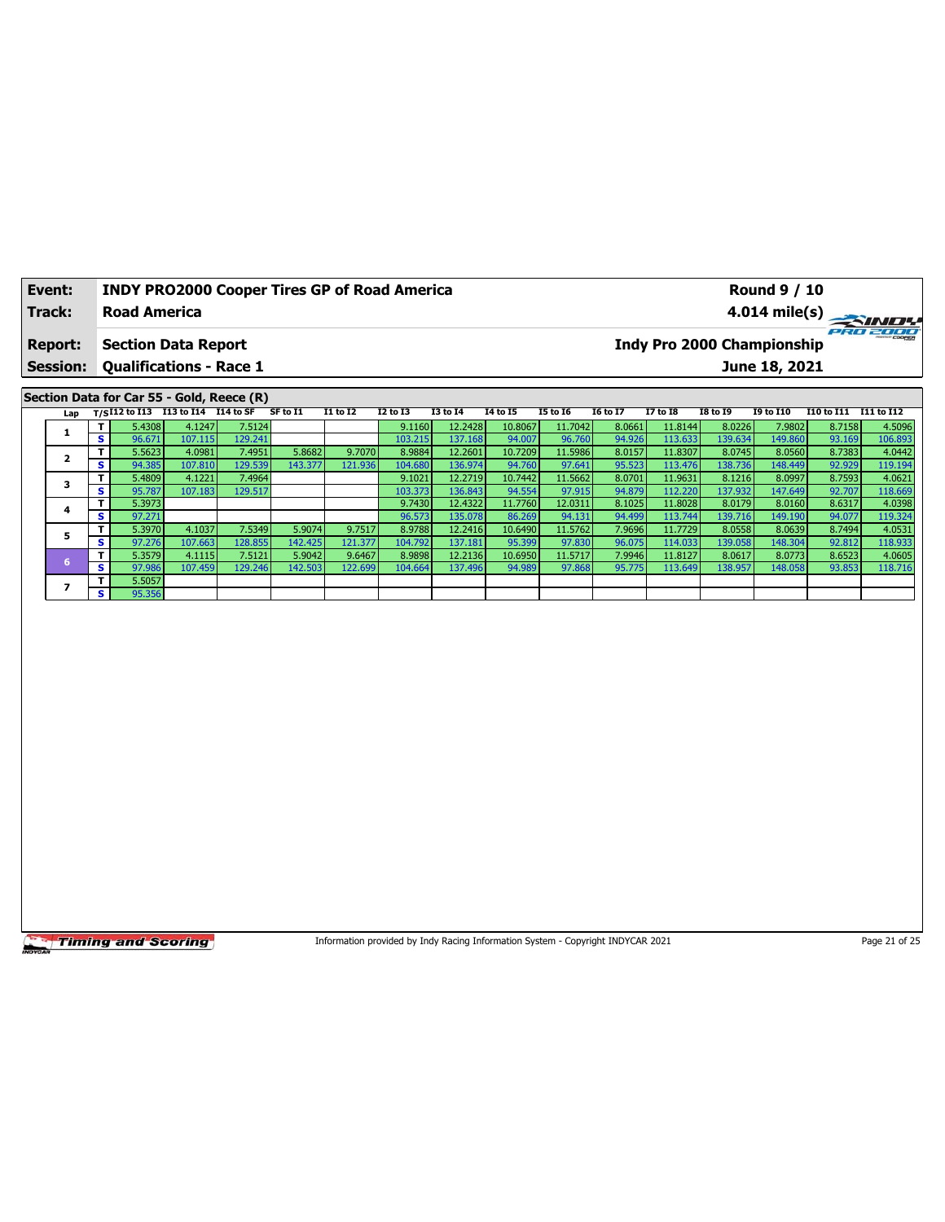| Event: | INDY PRO2000 Cooper Tires GP of Road America | Round 9 / 10 |
|---|---|---|
| Track: | Road America | 4.014 mile(s) |
| Report: | Section Data Report | Indy Pro 2000 Championship |
| Session: | Qualifications - Race 1 | June 18, 2021 |

## Section Data for Car 55 - Gold, Reece (R)

| Lap | T/S | I12 to I13 | I13 to I14 | I14 to SF | SF to I1 | I1 to I2 | I2 to I3 | I3 to I4 | I4 to I5 | I5 to I6 | I6 to I7 | I7 to I8 | I8 to I9 | I9 to I10 | I10 to I11 | I11 to I12 |
|---|---|---|---|---|---|---|---|---|---|---|---|---|---|---|---|---|
| 1 | T | 5.4308 | 4.1247 | 7.5124 | | | 9.1160 | 12.2428 | 10.8067 | 11.7042 | 8.0661 | 11.8144 | 8.0226 | 7.9802 | 8.7158 | 4.5096 |
| | S | 96.671 | 107.115 | 129.241 | | | 103.215 | 137.168 | 94.007 | 96.760 | 94.926 | 113.633 | 139.634 | 149.860 | 93.169 | 106.893 |
| 2 | T | 5.5623 | 4.0981 | 7.4951 | 5.8682 | 9.7070 | 8.9884 | 12.2601 | 10.7209 | 11.5986 | 8.0157 | 11.8307 | 8.0745 | 8.0560 | 8.7383 | 4.0442 |
| | S | 94.385 | 107.810 | 129.539 | 143.377 | 121.936 | 104.680 | 136.974 | 94.760 | 97.641 | 95.523 | 113.476 | 138.736 | 148.449 | 92.929 | 119.194 |
| 3 | T | 5.4809 | 4.1221 | 7.4964 | | | 9.1021 | 12.2719 | 10.7442 | 11.5662 | 8.0701 | 11.9631 | 8.1216 | 8.0997 | 8.7593 | 4.0621 |
| | S | 95.787 | 107.183 | 129.517 | | | 103.373 | 136.843 | 94.554 | 97.915 | 94.879 | 112.220 | 137.932 | 147.649 | 92.707 | 118.669 |
| 4 | T | 5.3973 | | | | | 9.7430 | 12.4322 | 11.7760 | 12.0311 | 8.1025 | 11.8028 | 8.0179 | 8.0160 | 8.6317 | 4.0398 |
| | S | 97.271 | | | | | 96.573 | 135.078 | 86.269 | 94.131 | 94.499 | 113.744 | 139.716 | 149.190 | 94.077 | 119.324 |
| 5 | T | 5.3970 | 4.1037 | 7.5349 | 5.9074 | 9.7517 | 8.9788 | 12.2416 | 10.6490 | 11.5762 | 7.9696 | 11.7729 | 8.0558 | 8.0639 | 8.7494 | 4.0531 |
| | S | 97.276 | 107.663 | 128.855 | 142.425 | 121.377 | 104.792 | 137.181 | 95.399 | 97.830 | 96.075 | 114.033 | 139.058 | 148.304 | 92.812 | 118.933 |
| 6 | T | 5.3579 | 4.1115 | 7.5121 | 5.9042 | 9.6467 | 8.9898 | 12.2136 | 10.6950 | 11.5717 | 7.9946 | 11.8127 | 8.0617 | 8.0773 | 8.6523 | 4.0605 |
| | S | 97.986 | 107.459 | 129.246 | 142.503 | 122.699 | 104.664 | 137.496 | 94.989 | 97.868 | 95.775 | 113.649 | 138.957 | 148.058 | 93.853 | 118.716 |
| 7 | T | 5.5057 | | | | | | | | | | | | | | |
| | S | 95.356 | | | | | | | | | | | | | | |

Information provided by Indy Racing Information System - Copyright INDYCAR 2021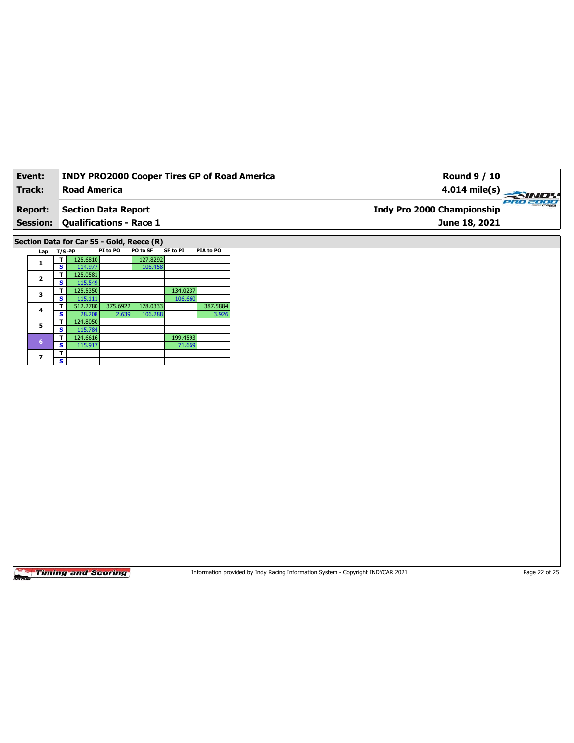| **Event:** | **INDY PRO2000 Cooper Tires GP of Road America** | **Round 9 / 10** |
|---|---|---|
| **Track:** | **Road America** | **4.014 mile(s)** |
| **Report:** | **Section Data Report** | **Indy Pro 2000 Championship** |
| **Session:** | **Qualifications - Race 1** | **June 18, 2021** |

**Section Data for Car 55 - Gold, Reece (R)**

| Lap | T/S | Lap | PI to PO | PO to SF | SF to PI | PIA to PO |
|---|---|---|---|---|---|---|
| 1 | T | 125.6810 | | 127.8292 | | |
| | S | 114.977 | | 106.458 | | |
| 2 | T | 125.0581 | | | | |
| | S | 115.549 | | | | |
| 3 | T | 125.5350 | | | 134.0237 | |
| | S | 115.111 | | | 106.660 | |
| 4 | T | 512.2780 | 375.6922 | 128.0333 | | 387.5884 |
| | S | 28.208 | 2.639 | 106.288 | | 3.926 |
| 5 | T | 124.8050 | | | | |
| | S | 115.784 | | | | |
| 6 | T | 124.6616 | | | 199.4593 | |
| | S | 115.917 | | | 71.669 | |
| 7 | T | | | | | |
| | S | | | | | |

Timing and Scoring

Information provided by Indy Racing Information System - Copyright INDYCAR 2021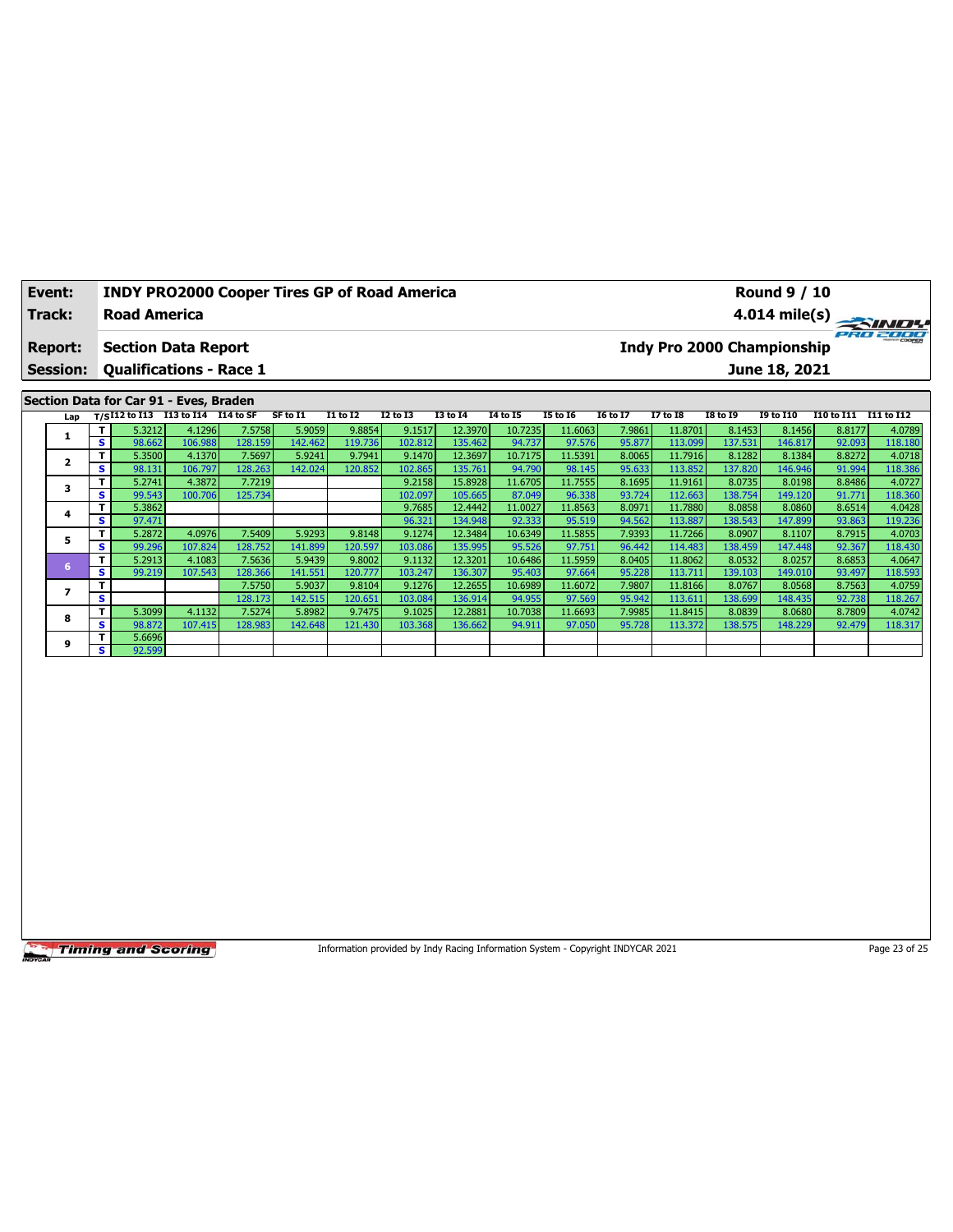| Event: | INDY PRO2000 Cooper Tires GP of Road America | Round 9 / 10 |
|---|---|---|
| Track: | Road America | 4.014 mile(s) |
| Report: | Section Data Report | Indy Pro 2000 Championship |
| Session: | Qualifications - Race 1 | June 18, 2021 |

## Section Data for Car 91 - Eves, Braden

| Lap | T/S | I12 to I13 | I13 to I14 | I14 to SF | SF to I1 | I1 to I2 | I2 to I3 | I3 to I4 | I4 to I5 | I5 to I6 | I6 to I7 | I7 to I8 | I8 to I9 | I9 to I10 | I10 to I11 | I11 to I12 |
|---|---|---|---|---|---|---|---|---|---|---|---|---|---|---|---|---|
| 1 | T | 5.3212 | 4.1296 | 7.5758 | 5.9059 | 9.8854 | 9.1517 | 12.3970 | 10.7235 | 11.6063 | 7.9861 | 11.8701 | 8.1453 | 8.1456 | 8.8177 | 4.0789 |
| | S | 98.662 | 106.988 | 128.159 | 142.462 | 119.736 | 102.812 | 135.462 | 94.737 | 97.576 | 95.877 | 113.099 | 137.531 | 146.817 | 92.093 | 118.180 |
| 2 | T | 5.3500 | 4.1370 | 7.5697 | 5.9241 | 9.7941 | 9.1470 | 12.3697 | 10.7175 | 11.5391 | 8.0065 | 11.7916 | 8.1282 | 8.1384 | 8.8272 | 4.0718 |
| | S | 98.131 | 106.797 | 128.263 | 142.024 | 120.852 | 102.865 | 135.761 | 94.790 | 98.145 | 95.633 | 113.852 | 137.820 | 146.946 | 91.994 | 118.386 |
| 3 | T | 5.2741 | 4.3872 | 7.7219 | | | 9.2158 | 15.8928 | 11.6705 | 11.7555 | 8.1695 | 11.9161 | 8.0735 | 8.0198 | 8.8486 | 4.0727 |
| | S | 99.543 | 100.706 | 125.734 | | | 102.097 | 105.665 | 87.049 | 96.338 | 93.724 | 112.663 | 138.754 | 149.120 | 91.771 | 118.360 |
| 4 | T | 5.3862 | | | | | 9.7685 | 12.4442 | 11.0027 | 11.8563 | 8.0971 | 11.7880 | 8.0858 | 8.0860 | 8.6514 | 4.0428 |
| | S | 97.471 | | | | | 96.321 | 134.948 | 92.333 | 95.519 | 94.562 | 113.887 | 138.543 | 147.899 | 93.863 | 119.236 |
| 5 | T | 5.2872 | 4.0976 | 7.5409 | 5.9293 | 9.8148 | 9.1274 | 12.3484 | 10.6349 | 11.5855 | 7.9393 | 11.7266 | 8.0907 | 8.1107 | 8.7915 | 4.0703 |
| | S | 99.296 | 107.824 | 128.752 | 141.899 | 120.597 | 103.086 | 135.995 | 95.526 | 97.751 | 96.442 | 114.483 | 138.459 | 147.448 | 92.367 | 118.430 |
| 6 | T | 5.2913 | 4.1083 | 7.5636 | 5.9439 | 9.8002 | 9.1132 | 12.3201 | 10.6486 | 11.5959 | 8.0405 | 11.8062 | 8.0532 | 8.0257 | 8.6853 | 4.0647 |
| | S | 99.219 | 107.543 | 128.366 | 141.551 | 120.777 | 103.247 | 136.307 | 95.403 | 97.664 | 95.228 | 113.711 | 139.103 | 149.010 | 93.497 | 118.593 |
| 7 | T | | | 7.5750 | 5.9037 | 9.8104 | 9.1276 | 12.2655 | 10.6989 | 11.6072 | 7.9807 | 11.8166 | 8.0767 | 8.0568 | 8.7563 | 4.0759 |
| | S | | | 128.173 | 142.515 | 120.651 | 103.084 | 136.914 | 94.955 | 97.569 | 95.942 | 113.611 | 138.699 | 148.435 | 92.738 | 118.267 |
| 8 | T | 5.3099 | 4.1132 | 7.5274 | 5.8982 | 9.7475 | 9.1025 | 12.2881 | 10.7038 | 11.6693 | 7.9985 | 11.8415 | 8.0839 | 8.0680 | 8.7809 | 4.0742 |
| | S | 98.872 | 107.415 | 128.983 | 142.648 | 121.430 | 103.368 | 136.662 | 94.911 | 97.050 | 95.728 | 113.372 | 138.575 | 148.229 | 92.479 | 118.317 |
| 9 | T | 5.6696 | | | | | | | | | | | | | | |
| | S | 92.599 | | | | | | | | | | | | | | |

Information provided by Indy Racing Information System - Copyright INDYCAR 2021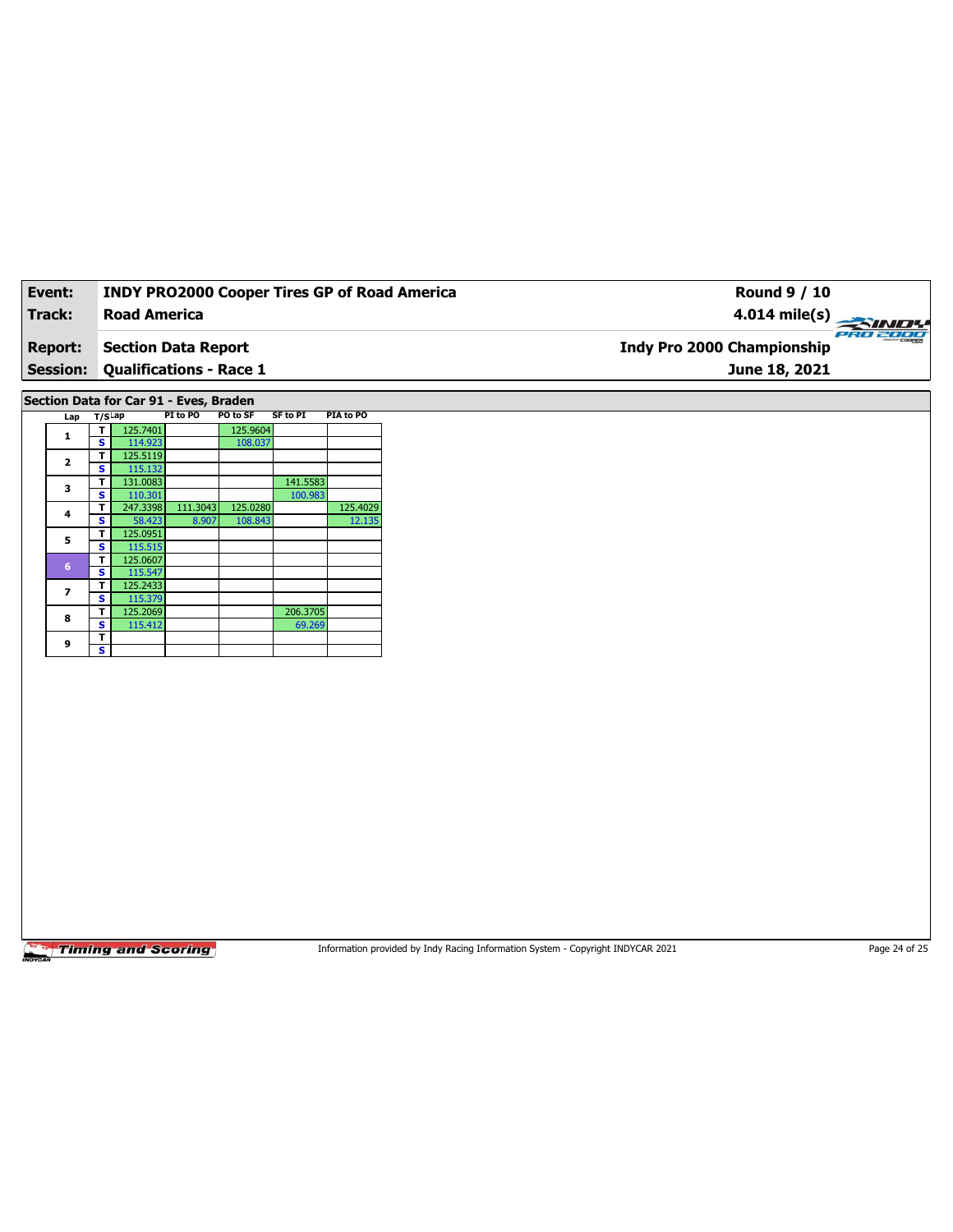| Event: | INDY PRO2000 Cooper Tires GP of Road America | Round 9 / 10 |
|---|---|---|
| Track: | Road America | 4.014 mile(s) |
| Report: | Section Data Report | Indy Pro 2000 Championship |
| Session: | Qualifications - Race 1 | June 18, 2021 |

## Section Data for Car 91 - Eves, Braden

| Lap | T/S | Lap | PI to PO | PO to SF | SF to PI | PIA to PO |
|---|---|---|---|---|---|---|
| 1 | T | 125.7401 | | 125.9604 | | |
| | S | 114.923 | | 108.037 | | |
| 2 | T | 125.5119 | | | | |
| | S | 115.132 | | | | |
| 3 | T | 131.0083 | | | 141.5583 | |
| | S | 110.301 | | | 100.983 | |
| 4 | T | 247.3398 | 111.3043 | 125.0280 | | 125.4029 |
| | S | 58.423 | 8.907 | 108.843 | | 12.135 |
| 5 | T | 125.0951 | | | | |
| | S | 115.515 | | | | |
| 6 | T | 125.0607 | | | | |
| | S | 115.547 | | | | |
| 7 | T | 125.2433 | | | | |
| | S | 115.379 | | | | |
| 8 | T | 125.2069 | | | 206.3705 | |
| | S | 115.412 | | | 69.269 | |
| 9 | T | | | | | |
| | S | | | | | |

Information provided by Indy Racing Information System - Copyright INDYCAR 2021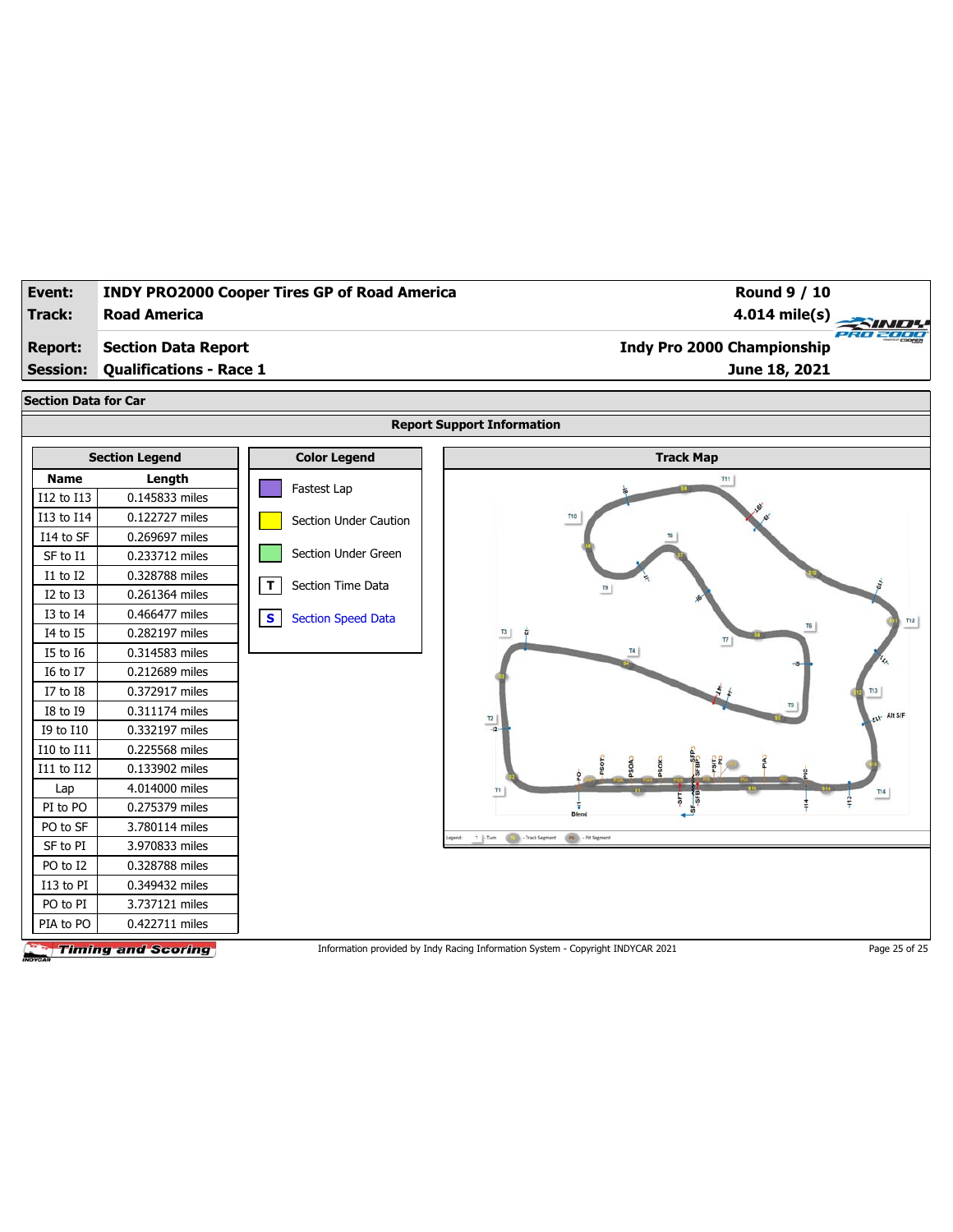| | | | |
|---|---|---|---|
| **Event:** | **INDY PRO2000 Cooper Tires GP of Road America** | **Round 9 / 10** | |
| **Track:** | **Road America** | **4.014 mile(s)** | |
| **Report:** | **Section Data Report** | **Indy Pro 2000 Championship** | |
| **Session:** | **Qualifications - Race 1** | **June 18, 2021** | |

## Section Data for Car

### Report Support Information

**Section Legend**

| Name | Length |
|---|---|
| I12 to I13 | 0.145833 miles |
| I13 to I14 | 0.122727 miles |
| I14 to SF | 0.269697 miles |
| SF to I1 | 0.233712 miles |
| I1 to I2 | 0.328788 miles |
| I2 to I3 | 0.261364 miles |
| I3 to I4 | 0.466477 miles |
| I4 to I5 | 0.282197 miles |
| I5 to I6 | 0.314583 miles |
| I6 to I7 | 0.212689 miles |
| I7 to I8 | 0.372917 miles |
| I8 to I9 | 0.311174 miles |
| I9 to I10 | 0.332197 miles |
| I10 to I11 | 0.225568 miles |
| I11 to I12 | 0.133902 miles |
| Lap | 4.014000 miles |
| PI to PO | 0.275379 miles |
| PO to SF | 3.780114 miles |
| SF to PI | 3.970833 miles |
| PO to I2 | 0.328788 miles |
| I13 to PI | 0.349432 miles |
| PO to PI | 3.737121 miles |
| PIA to PO | 0.422711 miles |

**Color Legend**

- Fastest Lap
- Section Under Caution
- Section Under Green
- T Section Time Data
- S Section Speed Data

**Track Map**

T1 T2 T3 T4 T5 T6 T7 T8 T9 T10 T11 T12 T13 T14

Alt S/F

Blend

Legend: T - Turn, Track Segment, Pit Segment

Information provided by Indy Racing Information System - Copyright INDYCAR 2021